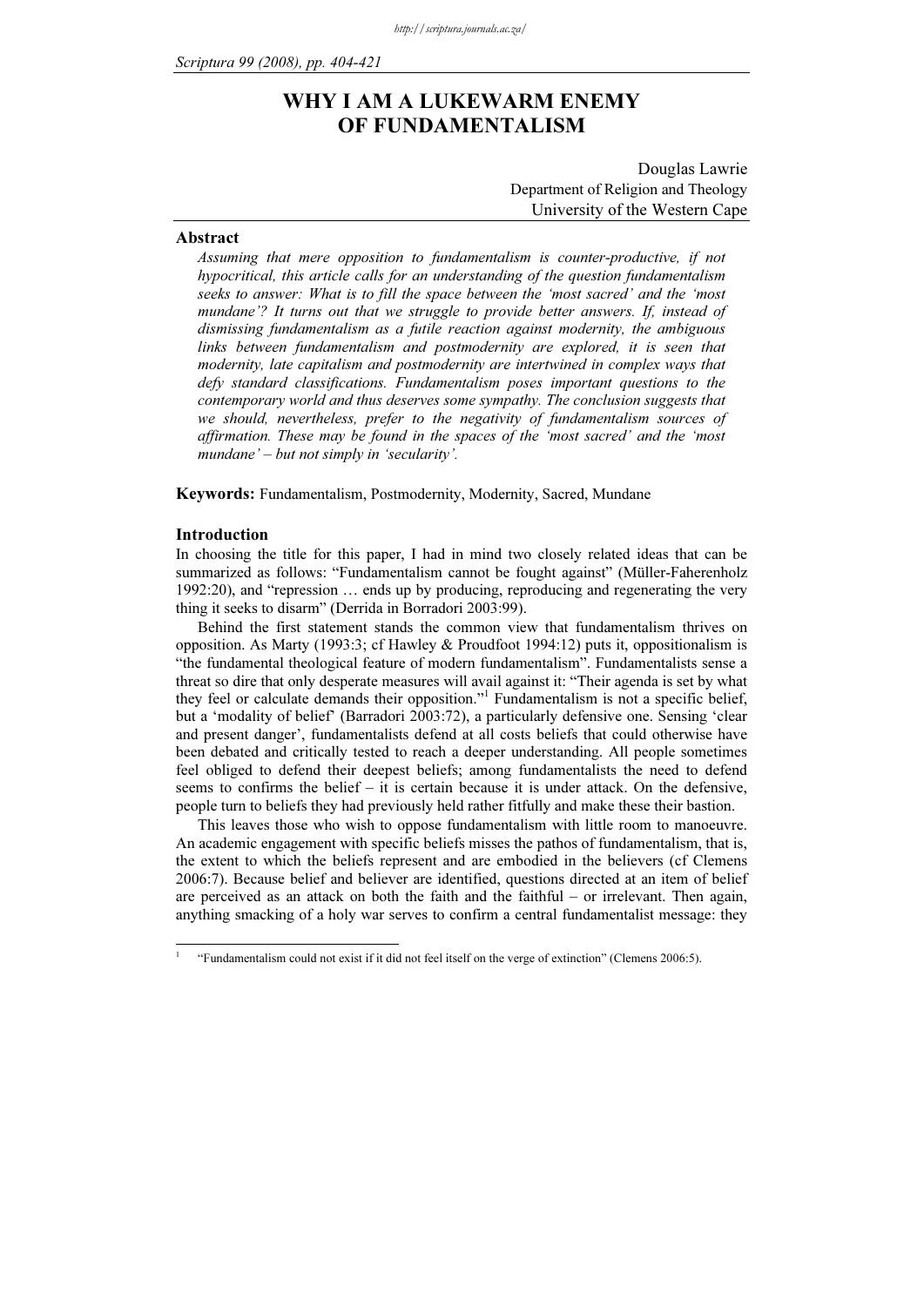# WHY I AM A LUKEWARM ENEMY OF FUNDAMENTALISM

Douglas Lawrie  
Department of Religion and Theology  
University of the Western Cape

## Abstract

*Assuming that mere opposition to fundamentalism is counter-productive, if not hypocritical, this article calls for an understanding of the question fundamentalism seeks to answer: What is to fill the space between the 'most sacred' and the 'most mundane'? It turns out that we struggle to provide better answers. If, instead of dismissing fundamentalism as a futile reaction against modernity, the ambiguous links between fundamentalism and postmodernity are explored, it is seen that modernity, late capitalism and postmodernity are intertwined in complex ways that defy standard classifications. Fundamentalism poses important questions to the contemporary world and thus deserves some sympathy. The conclusion suggests that we should, nevertheless, prefer to the negativity of fundamentalism sources of affirmation. These may be found in the spaces of the 'most sacred' and the 'most mundane' – but not simply in 'secularity'.*

**Keywords:** Fundamentalism, Postmodernity, Modernity, Sacred, Mundane

## Introduction

In choosing the title for this paper, I had in mind two closely related ideas that can be summarized as follows: "Fundamentalism cannot be fought against" (Müller-Faherenholz 1992:20), and "repression … ends up by producing, reproducing and regenerating the very thing it seeks to disarm" (Derrida in Borradori 2003:99).

Behind the first statement stands the common view that fundamentalism thrives on opposition. As Marty (1993:3; cf Hawley & Proudfoot 1994:12) puts it, oppositionalism is "the fundamental theological feature of modern fundamentalism". Fundamentalists sense a threat so dire that only desperate measures will avail against it: "Their agenda is set by what they feel or calculate demands their opposition."[1] Fundamentalism is not a specific belief, but a 'modality of belief' (Barradori 2003:72), a particularly defensive one. Sensing 'clear and present danger', fundamentalists defend at all costs beliefs that could otherwise have been debated and critically tested to reach a deeper understanding. All people sometimes feel obliged to defend their deepest beliefs; among fundamentalists the need to defend seems to confirms the belief – it is certain because it is under attack. On the defensive, people turn to beliefs they had previously held rather fitfully and make these their bastion.

This leaves those who wish to oppose fundamentalism with little room to manoeuvre. An academic engagement with specific beliefs misses the pathos of fundamentalism, that is, the extent to which the beliefs represent and are embodied in the believers (cf Clemens 2006:7). Because belief and believer are identified, questions directed at an item of belief are perceived as an attack on both the faith and the faithful – or irrelevant. Then again, anything smacking of a holy war serves to confirm a central fundamentalist message: they

---

[1] "Fundamentalism could not exist if it did not feel itself on the verge of extinction" (Clemens 2006:5).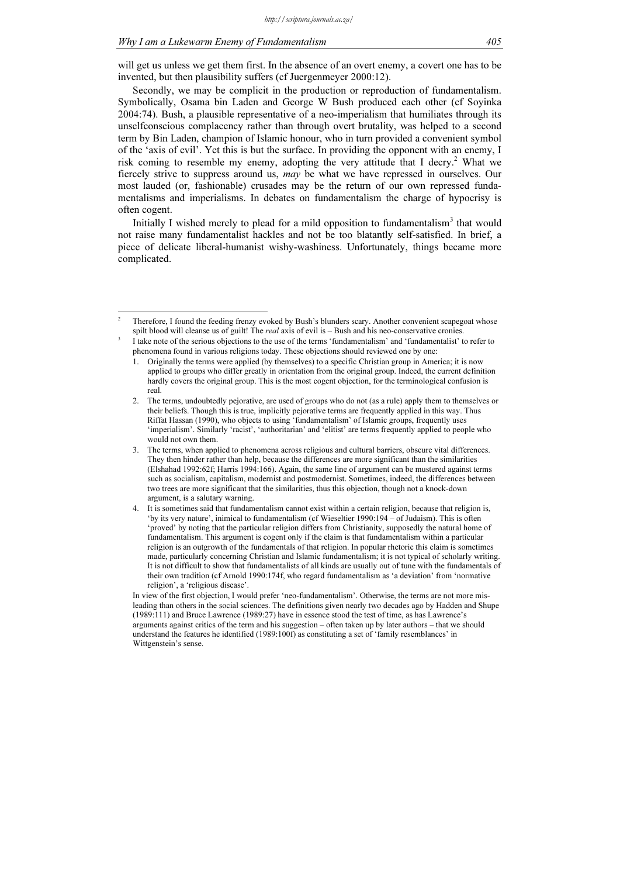will get us unless we get them first. In the absence of an overt enemy, a covert one has to be invented, but then plausibility suffers (cf Juergenmeyer 2000:12).

Secondly, we may be complicit in the production or reproduction of fundamentalism. Symbolically, Osama bin Laden and George W Bush produced each other (cf Soyinka 2004:74). Bush, a plausible representative of a neo-imperialism that humiliates through its unselfconscious complacency rather than through overt brutality, was helped to a second term by Bin Laden, champion of Islamic honour, who in turn provided a convenient symbol of the 'axis of evil'. Yet this is but the surface. In providing the opponent with an enemy, I risk coming to resemble my enemy, adopting the very attitude that I decry.[2] What we fiercely strive to suppress around us, *may* be what we have repressed in ourselves. Our most lauded (or, fashionable) crusades may be the return of our own repressed fundamentalisms and imperialisms. In debates on fundamentalism the charge of hypocrisy is often cogent.

Initially I wished merely to plead for a mild opposition to fundamentalism[3] that would not raise many fundamentalist hackles and not be too blatantly self-satisfied. In brief, a piece of delicate liberal-humanist wishy-washiness. Unfortunately, things became more complicated.

---

[2] Therefore, I found the feeding frenzy evoked by Bush's blunders scary. Another convenient scapegoat whose spilt blood will cleanse us of guilt! The *real* axis of evil is – Bush and his neo-conservative cronies.

[3] I take note of the serious objections to the use of the terms 'fundamentalism' and 'fundamentalist' to refer to phenomena found in various religions today. These objections should reviewed one by one:

1. Originally the terms were applied (by themselves) to a specific Christian group in America; it is now applied to groups who differ greatly in orientation from the original group. Indeed, the current definition hardly covers the original group. This is the most cogent objection, for the terminological confusion is real.
2. The terms, undoubtedly pejorative, are used of groups who do not (as a rule) apply them to themselves or their beliefs. Though this is true, implicitly pejorative terms are frequently applied in this way. Thus Riffat Hassan (1990), who objects to using 'fundamentalism' of Islamic groups, frequently uses 'imperialism'. Similarly 'racist', 'authoritarian' and 'elitist' are terms frequently applied to people who would not own them.
3. The terms, when applied to phenomena across religious and cultural barriers, obscure vital differences. They then hinder rather than help, because the differences are more significant than the similarities (Elshahad 1992:62f; Harris 1994:166). Again, the same line of argument can be mustered against terms such as socialism, capitalism, modernist and postmodernist. Sometimes, indeed, the differences between two trees are more significant that the similarities, thus this objection, though not a knock-down argument, is a salutary warning.
4. It is sometimes said that fundamentalism cannot exist within a certain religion, because that religion is, 'by its very nature', inimical to fundamentalism (cf Wieseltier 1990:194 – of Judaism). This is often 'proved' by noting that the particular religion differs from Christianity, supposedly the natural home of fundamentalism. This argument is cogent only if the claim is that fundamentalism within a particular religion is an outgrowth of the fundamentals of that religion. In popular rhetoric this claim is sometimes made, particularly concerning Christian and Islamic fundamentalism; it is not typical of scholarly writing. It is not difficult to show that fundamentalists of all kinds are usually out of tune with the fundamentals of their own tradition (cf Arnold 1990:174f, who regard fundamentalism as 'a deviation' from 'normative religion', a 'religious disease'.

In view of the first objection, I would prefer 'neo-fundamentalism'. Otherwise, the terms are not more misleading than others in the social sciences. The definitions given nearly two decades ago by Hadden and Shupe (1989:111) and Bruce Lawrence (1989:27) have in essence stood the test of time, as has Lawrence's arguments against critics of the term and his suggestion – often taken up by later authors – that we should understand the features he identified (1989:100f) as constituting a set of 'family resemblances' in Wittgenstein's sense.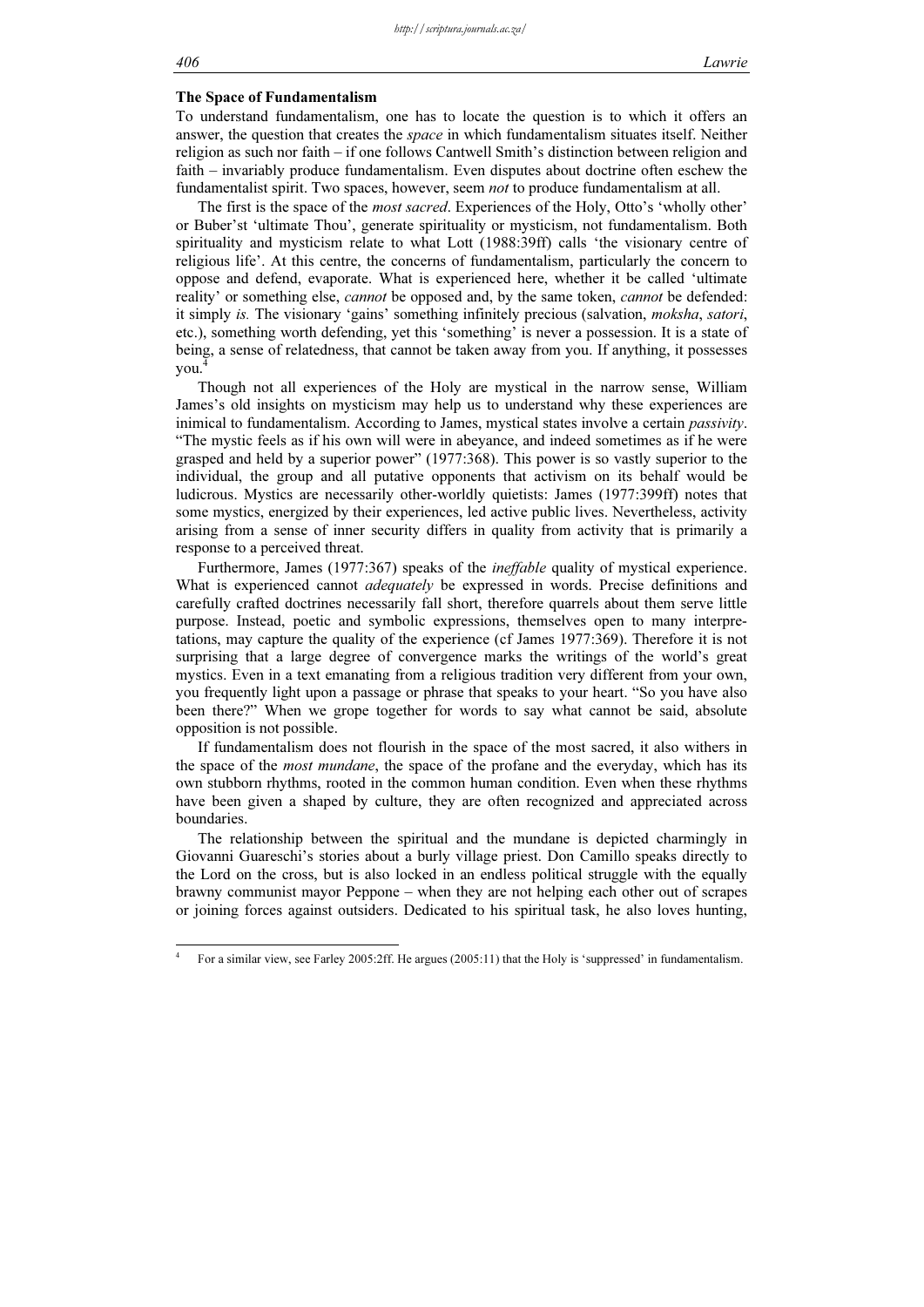## The Space of Fundamentalism

To understand fundamentalism, one has to locate the question is to which it offers an answer, the question that creates the *space* in which fundamentalism situates itself. Neither religion as such nor faith – if one follows Cantwell Smith's distinction between religion and faith – invariably produce fundamentalism. Even disputes about doctrine often eschew the fundamentalist spirit. Two spaces, however, seem *not* to produce fundamentalism at all.

The first is the space of the *most sacred*. Experiences of the Holy, Otto's 'wholly other' or Buber'st 'ultimate Thou', generate spirituality or mysticism, not fundamentalism. Both spirituality and mysticism relate to what Lott (1988:39ff) calls 'the visionary centre of religious life'. At this centre, the concerns of fundamentalism, particularly the concern to oppose and defend, evaporate. What is experienced here, whether it be called 'ultimate reality' or something else, *cannot* be opposed and, by the same token, *cannot* be defended: it simply *is.* The visionary 'gains' something infinitely precious (salvation, *moksha*, *satori*, etc.), something worth defending, yet this 'something' is never a possession. It is a state of being, a sense of relatedness, that cannot be taken away from you. If anything, it possesses you.[4]

Though not all experiences of the Holy are mystical in the narrow sense, William James's old insights on mysticism may help us to understand why these experiences are inimical to fundamentalism. According to James, mystical states involve a certain *passivity*. "The mystic feels as if his own will were in abeyance, and indeed sometimes as if he were grasped and held by a superior power" (1977:368). This power is so vastly superior to the individual, the group and all putative opponents that activism on its behalf would be ludicrous. Mystics are necessarily other-worldly quietists: James (1977:399ff) notes that some mystics, energized by their experiences, led active public lives. Nevertheless, activity arising from a sense of inner security differs in quality from activity that is primarily a response to a perceived threat.

Furthermore, James (1977:367) speaks of the *ineffable* quality of mystical experience. What is experienced cannot *adequately* be expressed in words. Precise definitions and carefully crafted doctrines necessarily fall short, therefore quarrels about them serve little purpose. Instead, poetic and symbolic expressions, themselves open to many interpretations, may capture the quality of the experience (cf James 1977:369). Therefore it is not surprising that a large degree of convergence marks the writings of the world's great mystics. Even in a text emanating from a religious tradition very different from your own, you frequently light upon a passage or phrase that speaks to your heart. "So you have also been there?" When we grope together for words to say what cannot be said, absolute opposition is not possible.

If fundamentalism does not flourish in the space of the most sacred, it also withers in the space of the *most mundane*, the space of the profane and the everyday, which has its own stubborn rhythms, rooted in the common human condition. Even when these rhythms have been given a shaped by culture, they are often recognized and appreciated across boundaries.

The relationship between the spiritual and the mundane is depicted charmingly in Giovanni Guareschi's stories about a burly village priest. Don Camillo speaks directly to the Lord on the cross, but is also locked in an endless political struggle with the equally brawny communist mayor Peppone – when they are not helping each other out of scrapes or joining forces against outsiders. Dedicated to his spiritual task, he also loves hunting,

---

[4] For a similar view, see Farley 2005:2ff. He argues (2005:11) that the Holy is 'suppressed' in fundamentalism.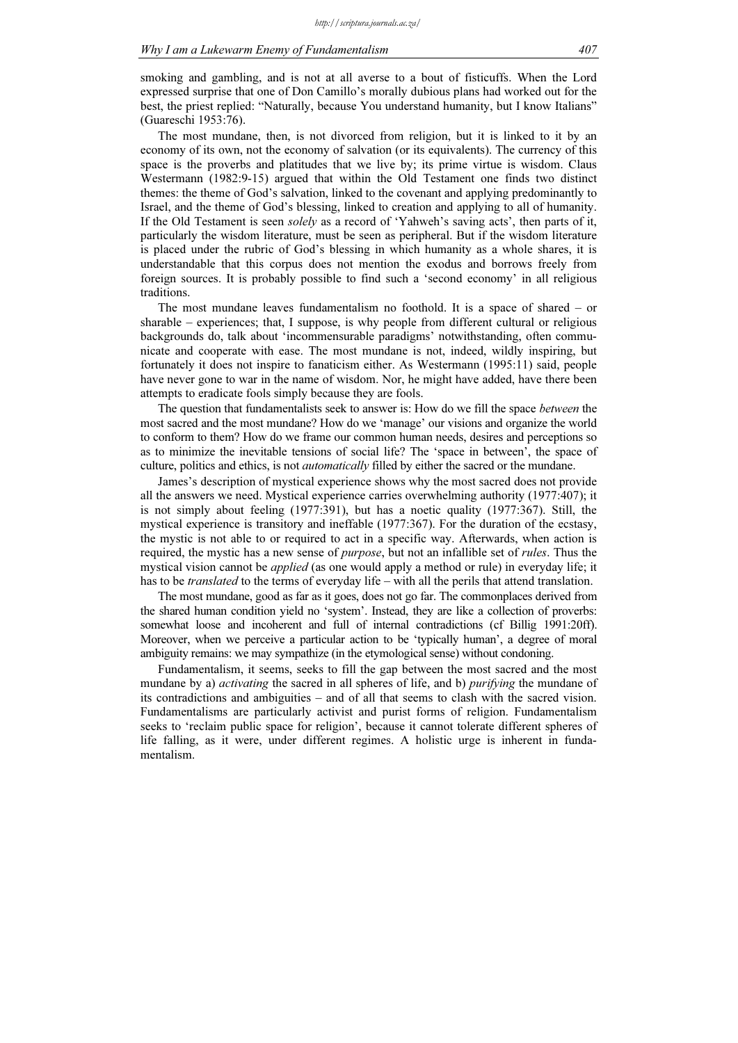smoking and gambling, and is not at all averse to a bout of fisticuffs. When the Lord expressed surprise that one of Don Camillo's morally dubious plans had worked out for the best, the priest replied: "Naturally, because You understand humanity, but I know Italians" (Guareschi 1953:76).

The most mundane, then, is not divorced from religion, but it is linked to it by an economy of its own, not the economy of salvation (or its equivalents). The currency of this space is the proverbs and platitudes that we live by; its prime virtue is wisdom. Claus Westermann (1982:9-15) argued that within the Old Testament one finds two distinct themes: the theme of God's salvation, linked to the covenant and applying predominantly to Israel, and the theme of God's blessing, linked to creation and applying to all of humanity. If the Old Testament is seen *solely* as a record of 'Yahweh's saving acts', then parts of it, particularly the wisdom literature, must be seen as peripheral. But if the wisdom literature is placed under the rubric of God's blessing in which humanity as a whole shares, it is understandable that this corpus does not mention the exodus and borrows freely from foreign sources. It is probably possible to find such a 'second economy' in all religious traditions.

The most mundane leaves fundamentalism no foothold. It is a space of shared – or sharable – experiences; that, I suppose, is why people from different cultural or religious backgrounds do, talk about 'incommensurable paradigms' notwithstanding, often communicate and cooperate with ease. The most mundane is not, indeed, wildly inspiring, but fortunately it does not inspire to fanaticism either. As Westermann (1995:11) said, people have never gone to war in the name of wisdom. Nor, he might have added, have there been attempts to eradicate fools simply because they are fools.

The question that fundamentalists seek to answer is: How do we fill the space *between* the most sacred and the most mundane? How do we 'manage' our visions and organize the world to conform to them? How do we frame our common human needs, desires and perceptions so as to minimize the inevitable tensions of social life? The 'space in between', the space of culture, politics and ethics, is not *automatically* filled by either the sacred or the mundane.

James's description of mystical experience shows why the most sacred does not provide all the answers we need. Mystical experience carries overwhelming authority (1977:407); it is not simply about feeling (1977:391), but has a noetic quality (1977:367). Still, the mystical experience is transitory and ineffable (1977:367). For the duration of the ecstasy, the mystic is not able to or required to act in a specific way. Afterwards, when action is required, the mystic has a new sense of *purpose*, but not an infallible set of *rules*. Thus the mystical vision cannot be *applied* (as one would apply a method or rule) in everyday life; it has to be *translated* to the terms of everyday life – with all the perils that attend translation.

The most mundane, good as far as it goes, does not go far. The commonplaces derived from the shared human condition yield no 'system'. Instead, they are like a collection of proverbs: somewhat loose and incoherent and full of internal contradictions (cf Billig 1991:20ff). Moreover, when we perceive a particular action to be 'typically human', a degree of moral ambiguity remains: we may sympathize (in the etymological sense) without condoning.

Fundamentalism, it seems, seeks to fill the gap between the most sacred and the most mundane by a) *activating* the sacred in all spheres of life, and b) *purifying* the mundane of its contradictions and ambiguities – and of all that seems to clash with the sacred vision. Fundamentalisms are particularly activist and purist forms of religion. Fundamentalism seeks to 'reclaim public space for religion', because it cannot tolerate different spheres of life falling, as it were, under different regimes. A holistic urge is inherent in fundamentalism.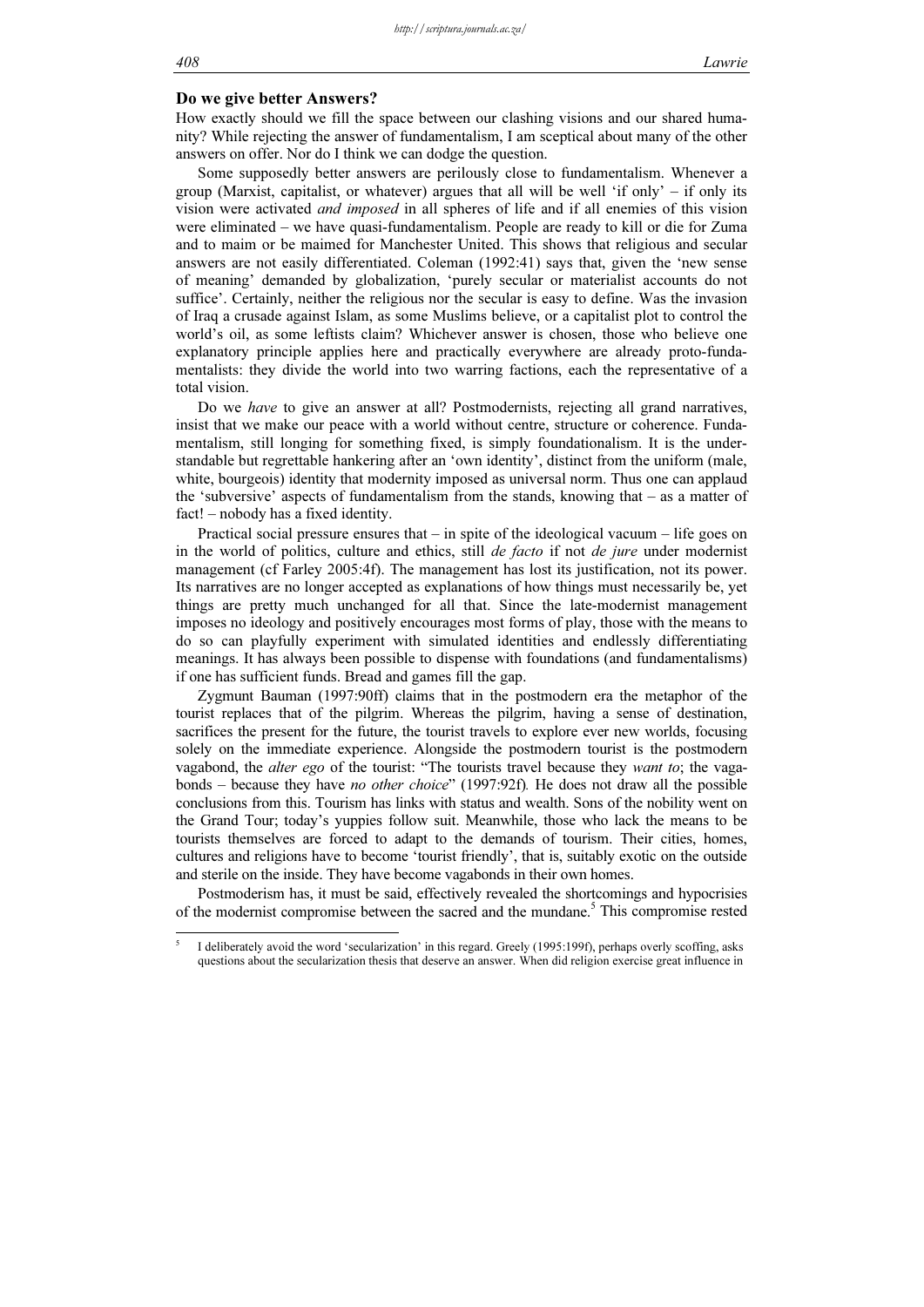## Do we give better Answers?

How exactly should we fill the space between our clashing visions and our shared humanity? While rejecting the answer of fundamentalism, I am sceptical about many of the other answers on offer. Nor do I think we can dodge the question.

Some supposedly better answers are perilously close to fundamentalism. Whenever a group (Marxist, capitalist, or whatever) argues that all will be well 'if only' – if only its vision were activated *and imposed* in all spheres of life and if all enemies of this vision were eliminated – we have quasi-fundamentalism. People are ready to kill or die for Zuma and to maim or be maimed for Manchester United. This shows that religious and secular answers are not easily differentiated. Coleman (1992:41) says that, given the 'new sense of meaning' demanded by globalization, 'purely secular or materialist accounts do not suffice'. Certainly, neither the religious nor the secular is easy to define. Was the invasion of Iraq a crusade against Islam, as some Muslims believe, or a capitalist plot to control the world's oil, as some leftists claim? Whichever answer is chosen, those who believe one explanatory principle applies here and practically everywhere are already proto-fundamentalists: they divide the world into two warring factions, each the representative of a total vision.

Do we *have* to give an answer at all? Postmodernists, rejecting all grand narratives, insist that we make our peace with a world without centre, structure or coherence. Fundamentalism, still longing for something fixed, is simply foundationalism. It is the understandable but regrettable hankering after an 'own identity', distinct from the uniform (male, white, bourgeois) identity that modernity imposed as universal norm. Thus one can applaud the 'subversive' aspects of fundamentalism from the stands, knowing that – as a matter of fact! – nobody has a fixed identity.

Practical social pressure ensures that – in spite of the ideological vacuum – life goes on in the world of politics, culture and ethics, still *de facto* if not *de jure* under modernist management (cf Farley 2005:4f). The management has lost its justification, not its power. Its narratives are no longer accepted as explanations of how things must necessarily be, yet things are pretty much unchanged for all that. Since the late-modernist management imposes no ideology and positively encourages most forms of play, those with the means to do so can playfully experiment with simulated identities and endlessly differentiating meanings. It has always been possible to dispense with foundations (and fundamentalisms) if one has sufficient funds. Bread and games fill the gap.

Zygmunt Bauman (1997:90ff) claims that in the postmodern era the metaphor of the tourist replaces that of the pilgrim. Whereas the pilgrim, having a sense of destination, sacrifices the present for the future, the tourist travels to explore ever new worlds, focusing solely on the immediate experience. Alongside the postmodern tourist is the postmodern vagabond, the *alter ego* of the tourist: "The tourists travel because they *want to*; the vagabonds – because they have *no other choice*" (1997:92f). He does not draw all the possible conclusions from this. Tourism has links with status and wealth. Sons of the nobility went on the Grand Tour; today's yuppies follow suit. Meanwhile, those who lack the means to be tourists themselves are forced to adapt to the demands of tourism. Their cities, homes, cultures and religions have to become 'tourist friendly', that is, suitably exotic on the outside and sterile on the inside. They have become vagabonds in their own homes.

Postmoderism has, it must be said, effectively revealed the shortcomings and hypocrisies of the modernist compromise between the sacred and the mundane.[5] This compromise rested

---

[5] I deliberately avoid the word 'secularization' in this regard. Greely (1995:199f), perhaps overly scoffing, asks questions about the secularization thesis that deserve an answer. When did religion exercise great influence in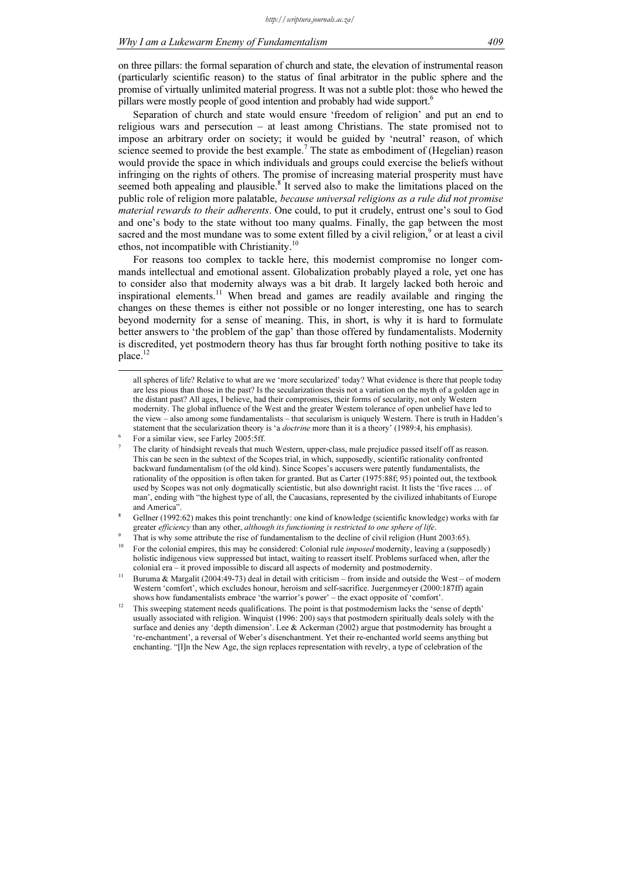on three pillars: the formal separation of church and state, the elevation of instrumental reason (particularly scientific reason) to the status of final arbitrator in the public sphere and the promise of virtually unlimited material progress. It was not a subtle plot: those who hewed the pillars were mostly people of good intention and probably had wide support.[6]

Separation of church and state would ensure 'freedom of religion' and put an end to religious wars and persecution – at least among Christians. The state promised not to impose an arbitrary order on society; it would be guided by 'neutral' reason, of which science seemed to provide the best example.[7] The state as embodiment of (Hegelian) reason would provide the space in which individuals and groups could exercise the beliefs without infringing on the rights of others. The promise of increasing material prosperity must have seemed both appealing and plausible.[8] It served also to make the limitations placed on the public role of religion more palatable, *because universal religions as a rule did not promise material rewards to their adherents*. One could, to put it crudely, entrust one's soul to God and one's body to the state without too many qualms. Finally, the gap between the most sacred and the most mundane was to some extent filled by a civil religion,[9] or at least a civil ethos, not incompatible with Christianity.[10]

For reasons too complex to tackle here, this modernist compromise no longer commands intellectual and emotional assent. Globalization probably played a role, yet one has to consider also that modernity always was a bit drab. It largely lacked both heroic and inspirational elements.[11] When bread and games are readily available and ringing the changes on these themes is either not possible or no longer interesting, one has to search beyond modernity for a sense of meaning. This, in short, is why it is hard to formulate better answers to 'the problem of the gap' than those offered by fundamentalists. Modernity is discredited, yet postmodern theory has thus far brought forth nothing positive to take its place.[12]

---

all spheres of life? Relative to what are we 'more secularized' today? What evidence is there that people today are less pious than those in the past? Is the secularization thesis not a variation on the myth of a golden age in the distant past? All ages, I believe, had their compromises, their forms of secularity, not only Western modernity. The global influence of the West and the greater Western tolerance of open unbelief have led to the view – also among some fundamentalists – that secularism is uniquely Western. There is truth in Hadden's statement that the secularization theory is 'a *doctrine* more than it is a theory' (1989:4, his emphasis).

[6] For a similar view, see Farley 2005:5ff.

[7] The clarity of hindsight reveals that much Western, upper-class, male prejudice passed itself off as reason. This can be seen in the subtext of the Scopes trial, in which, supposedly, scientific rationality confronted backward fundamentalism (of the old kind). Since Scopes's accusers were patently fundamentalists, the rationality of the opposition is often taken for granted. But as Carter (1975:88f; 95) pointed out, the textbook used by Scopes was not only dogmatically scientistic, but also downright racist. It lists the 'five races … of man', ending with "the highest type of all, the Caucasians, represented by the civilized inhabitants of Europe and America".

[8] Gellner (1992:62) makes this point trenchantly: one kind of knowledge (scientific knowledge) works with far greater *efficiency* than any other, *although its functioning is restricted to one sphere of life*.

[9] That is why some attribute the rise of fundamentalism to the decline of civil religion (Hunt 2003:65).

[10] For the colonial empires, this may be considered: Colonial rule *imposed* modernity, leaving a (supposedly) holistic indigenous view suppressed but intact, waiting to reassert itself. Problems surfaced when, after the colonial era – it proved impossible to discard all aspects of modernity and postmodernity.

[11] Buruma & Margalit (2004:49-73) deal in detail with criticism – from inside and outside the West – of modern Western 'comfort', which excludes honour, heroism and self-sacrifice. Juergenmeyer (2000:187ff) again shows how fundamentalists embrace 'the warrior's power' – the exact opposite of 'comfort'.

[12] This sweeping statement needs qualifications. The point is that postmodernism lacks the 'sense of depth' usually associated with religion. Winquist (1996: 200) says that postmodern spiritually deals solely with the surface and denies any 'depth dimension'. Lee & Ackerman (2002) argue that postmodernity has brought a 're-enchantment', a reversal of Weber's disenchantment. Yet their re-enchanted world seems anything but enchanting. "[I]n the New Age, the sign replaces representation with revelry, a type of celebration of the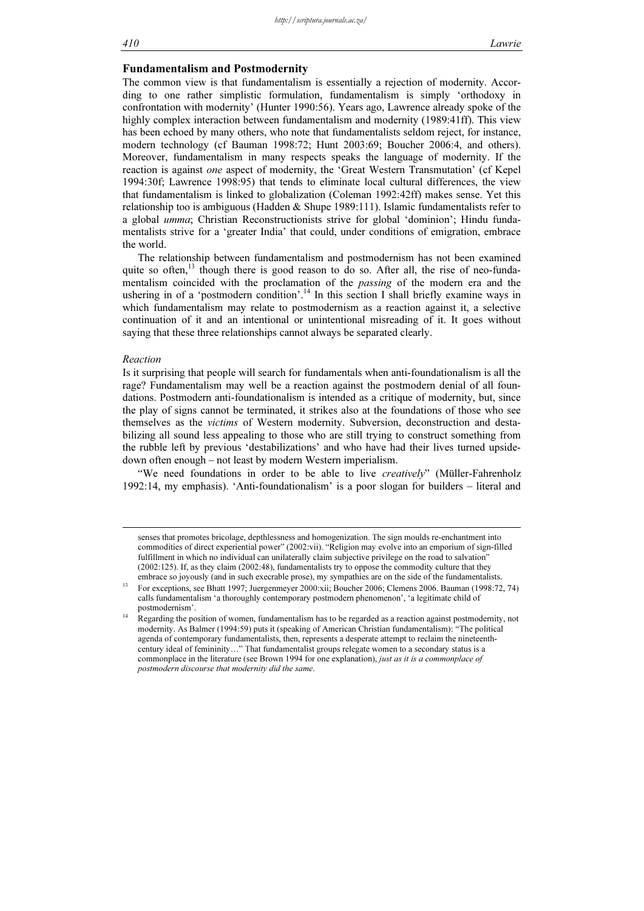## Fundamentalism and Postmodernity

The common view is that fundamentalism is essentially a rejection of modernity. According to one rather simplistic formulation, fundamentalism is simply 'orthodoxy in confrontation with modernity' (Hunter 1990:56). Years ago, Lawrence already spoke of the highly complex interaction between fundamentalism and modernity (1989:41ff). This view has been echoed by many others, who note that fundamentalists seldom reject, for instance, modern technology (cf Bauman 1998:72; Hunt 2003:69; Boucher 2006:4, and others). Moreover, fundamentalism in many respects speaks the language of modernity. If the reaction is against *one* aspect of modernity, the 'Great Western Transmutation' (cf Kepel 1994:30f; Lawrence 1998:95) that tends to eliminate local cultural differences, the view that fundamentalism is linked to globalization (Coleman 1992:42ff) makes sense. Yet this relationship too is ambiguous (Hadden & Shupe 1989:111). Islamic fundamentalists refer to a global *umma*; Christian Reconstructionists strive for global 'dominion'; Hindu fundamentalists strive for a 'greater India' that could, under conditions of emigration, embrace the world.

The relationship between fundamentalism and postmodernism has not been examined quite so often,[13] though there is good reason to do so. After all, the rise of neo-fundamentalism coincided with the proclamation of the *passing* of the modern era and the ushering in of a 'postmodern condition'.[14] In this section I shall briefly examine ways in which fundamentalism may relate to postmodernism as a reaction against it, a selective continuation of it and an intentional or unintentional misreading of it. It goes without saying that these three relationships cannot always be separated clearly.

### *Reaction*

Is it surprising that people will search for fundamentals when anti-foundationalism is all the rage? Fundamentalism may well be a reaction against the postmodern denial of all foundations. Postmodern anti-foundationalism is intended as a critique of modernity, but, since the play of signs cannot be terminated, it strikes also at the foundations of those who see themselves as the *victims* of Western modernity. Subversion, deconstruction and destabilizing all sound less appealing to those who are still trying to construct something from the rubble left by previous 'destabilizations' and who have had their lives turned upside-down often enough – not least by modern Western imperialism.

"We need foundations in order to be able to live *creatively*" (Müller-Fahrenholz 1992:14, my emphasis). 'Anti-foundationalism' is a poor slogan for builders – literal and

---

senses that promotes bricolage, depthlessness and homogenization. The sign moulds re-enchantment into commodities of direct experiential power" (2002:vii). "Religion may evolve into an emporium of sign-filled fulfillment in which no individual can unilaterally claim subjective privilege on the road to salvation" (2002:125). If, as they claim (2002:48), fundamentalists try to oppose the commodity culture that they embrace so joyously (and in such execrable prose), my sympathies are on the side of the fundamentalists.

[13] For exceptions, see Bhatt 1997; Juergenmeyer 2000:xii; Boucher 2006; Clemens 2006. Bauman (1998:72, 74) calls fundamentalism 'a thoroughly contemporary postmodern phenomenon', 'a legitimate child of postmodernism'.

[14] Regarding the position of women, fundamentalism has to be regarded as a reaction against postmodernity, not modernity. As Balmer (1994:59) puts it (speaking of American Christian fundamentalism): "The political agenda of contemporary fundamentalists, then, represents a desperate attempt to reclaim the nineteenth-century ideal of femininity…" That fundamentalist groups relegate women to a secondary status is a commonplace in the literature (see Brown 1994 for one explanation), *just as it is a commonplace of postmodern discourse that modernity did the same*.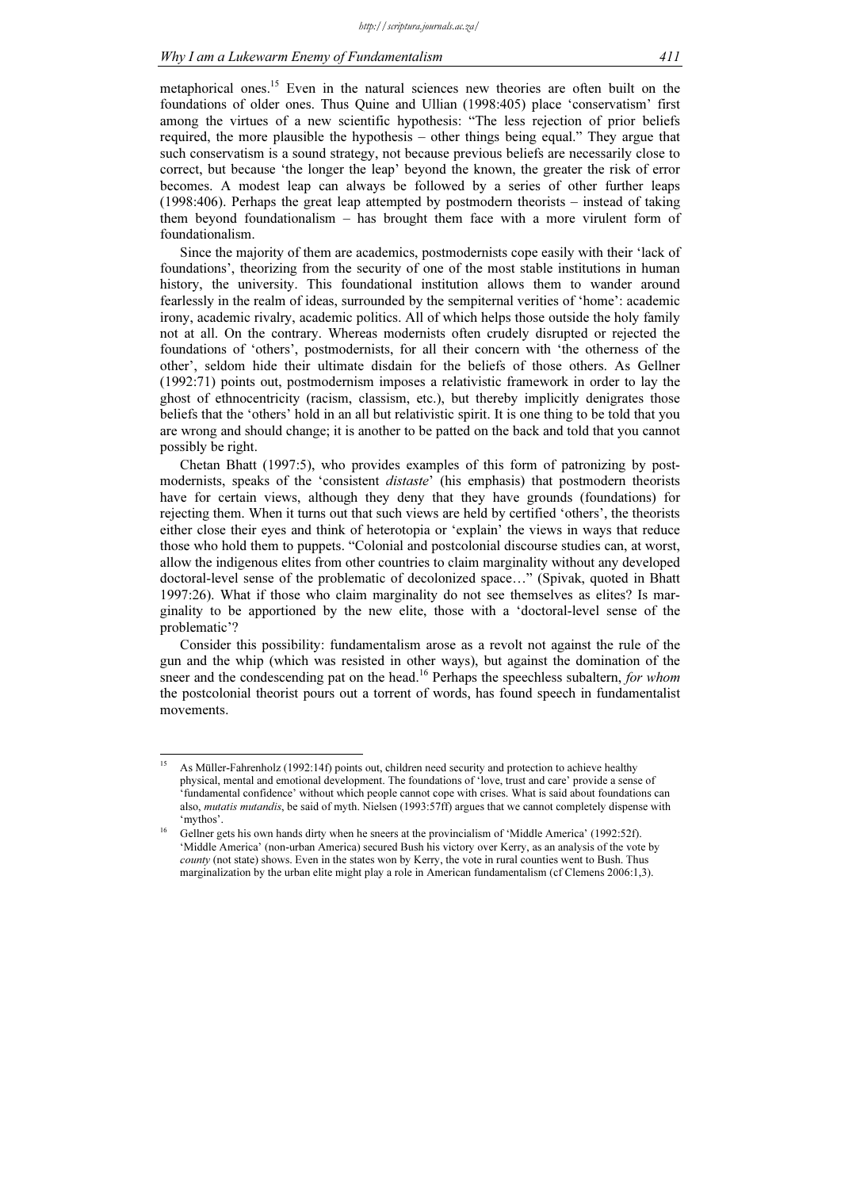metaphorical ones.[15] Even in the natural sciences new theories are often built on the foundations of older ones. Thus Quine and Ullian (1998:405) place 'conservatism' first among the virtues of a new scientific hypothesis: "The less rejection of prior beliefs required, the more plausible the hypothesis – other things being equal." They argue that such conservatism is a sound strategy, not because previous beliefs are necessarily close to correct, but because 'the longer the leap' beyond the known, the greater the risk of error becomes. A modest leap can always be followed by a series of other further leaps (1998:406). Perhaps the great leap attempted by postmodern theorists – instead of taking them beyond foundationalism – has brought them face with a more virulent form of foundationalism.

Since the majority of them are academics, postmodernists cope easily with their 'lack of foundations', theorizing from the security of one of the most stable institutions in human history, the university. This foundational institution allows them to wander around fearlessly in the realm of ideas, surrounded by the sempiternal verities of 'home': academic irony, academic rivalry, academic politics. All of which helps those outside the holy family not at all. On the contrary. Whereas modernists often crudely disrupted or rejected the foundations of 'others', postmodernists, for all their concern with 'the otherness of the other', seldom hide their ultimate disdain for the beliefs of those others. As Gellner (1992:71) points out, postmodernism imposes a relativistic framework in order to lay the ghost of ethnocentricity (racism, classism, etc.), but thereby implicitly denigrates those beliefs that the 'others' hold in an all but relativistic spirit. It is one thing to be told that you are wrong and should change; it is another to be patted on the back and told that you cannot possibly be right.

Chetan Bhatt (1997:5), who provides examples of this form of patronizing by postmodernists, speaks of the 'consistent *distaste*' (his emphasis) that postmodern theorists have for certain views, although they deny that they have grounds (foundations) for rejecting them. When it turns out that such views are held by certified 'others', the theorists either close their eyes and think of heterotopia or 'explain' the views in ways that reduce those who hold them to puppets. "Colonial and postcolonial discourse studies can, at worst, allow the indigenous elites from other countries to claim marginality without any developed doctoral-level sense of the problematic of decolonized space…" (Spivak, quoted in Bhatt 1997:26). What if those who claim marginality do not see themselves as elites? Is marginality to be apportioned by the new elite, those with a 'doctoral-level sense of the problematic'?

Consider this possibility: fundamentalism arose as a revolt not against the rule of the gun and the whip (which was resisted in other ways), but against the domination of the sneer and the condescending pat on the head.[16] Perhaps the speechless subaltern, *for whom* the postcolonial theorist pours out a torrent of words, has found speech in fundamentalist movements.

---

[15] As Müller-Fahrenholz (1992:14f) points out, children need security and protection to achieve healthy physical, mental and emotional development. The foundations of 'love, trust and care' provide a sense of 'fundamental confidence' without which people cannot cope with crises. What is said about foundations can also, *mutatis mutandis*, be said of myth. Nielsen (1993:57ff) argues that we cannot completely dispense with 'mythos'.

[16] Gellner gets his own hands dirty when he sneers at the provincialism of 'Middle America' (1992:52f). 'Middle America' (non-urban America) secured Bush his victory over Kerry, as an analysis of the vote by *county* (not state) shows. Even in the states won by Kerry, the vote in rural counties went to Bush. Thus marginalization by the urban elite might play a role in American fundamentalism (cf Clemens 2006:1,3).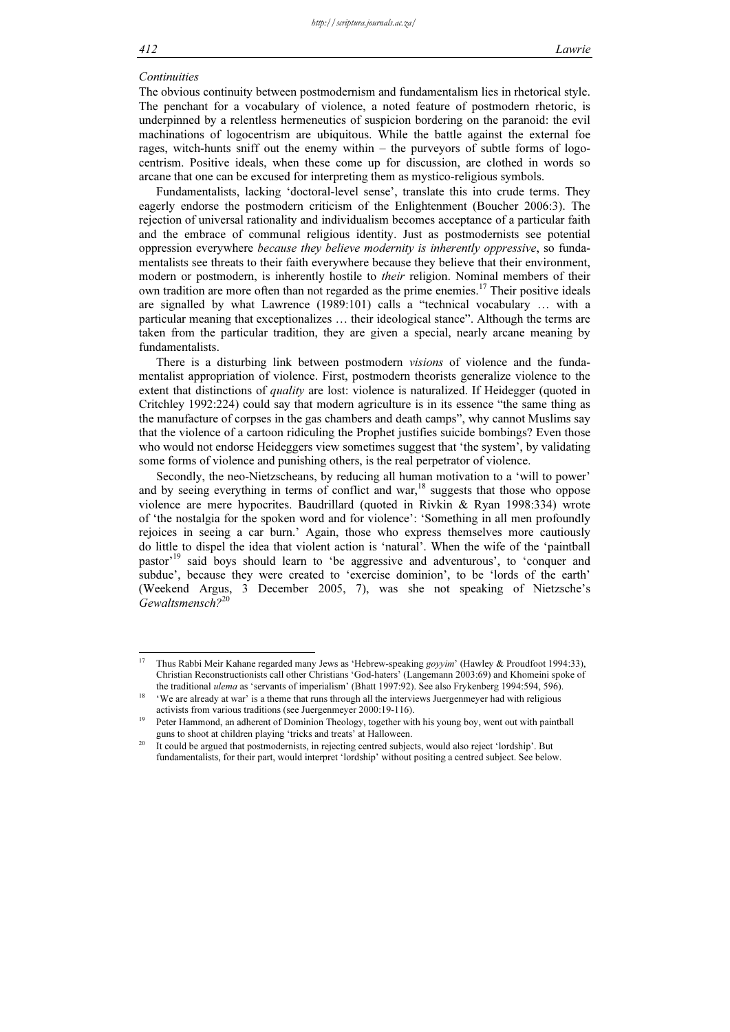*Continuities*

The obvious continuity between postmodernism and fundamentalism lies in rhetorical style. The penchant for a vocabulary of violence, a noted feature of postmodern rhetoric, is underpinned by a relentless hermeneutics of suspicion bordering on the paranoid: the evil machinations of logocentrism are ubiquitous. While the battle against the external foe rages, witch-hunts sniff out the enemy within – the purveyors of subtle forms of logocentrism. Positive ideals, when these come up for discussion, are clothed in words so arcane that one can be excused for interpreting them as mystico-religious symbols.

Fundamentalists, lacking 'doctoral-level sense', translate this into crude terms. They eagerly endorse the postmodern criticism of the Enlightenment (Boucher 2006:3). The rejection of universal rationality and individualism becomes acceptance of a particular faith and the embrace of communal religious identity. Just as postmodernists see potential oppression everywhere *because they believe modernity is inherently oppressive*, so fundamentalists see threats to their faith everywhere because they believe that their environment, modern or postmodern, is inherently hostile to *their* religion. Nominal members of their own tradition are more often than not regarded as the prime enemies.[17] Their positive ideals are signalled by what Lawrence (1989:101) calls a "technical vocabulary … with a particular meaning that exceptionalizes … their ideological stance". Although the terms are taken from the particular tradition, they are given a special, nearly arcane meaning by fundamentalists.

There is a disturbing link between postmodern *visions* of violence and the fundamentalist appropriation of violence. First, postmodern theorists generalize violence to the extent that distinctions of *quality* are lost: violence is naturalized. If Heidegger (quoted in Critchley 1992:224) could say that modern agriculture is in its essence "the same thing as the manufacture of corpses in the gas chambers and death camps", why cannot Muslims say that the violence of a cartoon ridiculing the Prophet justifies suicide bombings? Even those who would not endorse Heideggers view sometimes suggest that 'the system', by validating some forms of violence and punishing others, is the real perpetrator of violence.

Secondly, the neo-Nietzscheans, by reducing all human motivation to a 'will to power' and by seeing everything in terms of conflict and war,[18] suggests that those who oppose violence are mere hypocrites. Baudrillard (quoted in Rivkin & Ryan 1998:334) wrote of 'the nostalgia for the spoken word and for violence': 'Something in all men profoundly rejoices in seeing a car burn.' Again, those who express themselves more cautiously do little to dispel the idea that violent action is 'natural'. When the wife of the 'paintball pastor'[19] said boys should learn to 'be aggressive and adventurous', to 'conquer and subdue', because they were created to 'exercise dominion', to be 'lords of the earth' (Weekend Argus, 3 December 2005, 7), was she not speaking of Nietzsche's *Gewaltsmensch?*[20]

---

[17] Thus Rabbi Meir Kahane regarded many Jews as 'Hebrew-speaking *goyyim*' (Hawley & Proudfoot 1994:33), Christian Reconstructionists call other Christians 'God-haters' (Langemann 2003:69) and Khomeini spoke of the traditional *ulema* as 'servants of imperialism' (Bhatt 1997:92). See also Frykenberg 1994:594, 596).

[18] 'We are already at war' is a theme that runs through all the interviews Juergenmeyer had with religious activists from various traditions (see Juergenmeyer 2000:19-116).

[19] Peter Hammond, an adherent of Dominion Theology, together with his young boy, went out with paintball guns to shoot at children playing 'tricks and treats' at Halloween.

[20] It could be argued that postmodernists, in rejecting centred subjects, would also reject 'lordship'. But fundamentalists, for their part, would interpret 'lordship' without positing a centred subject. See below.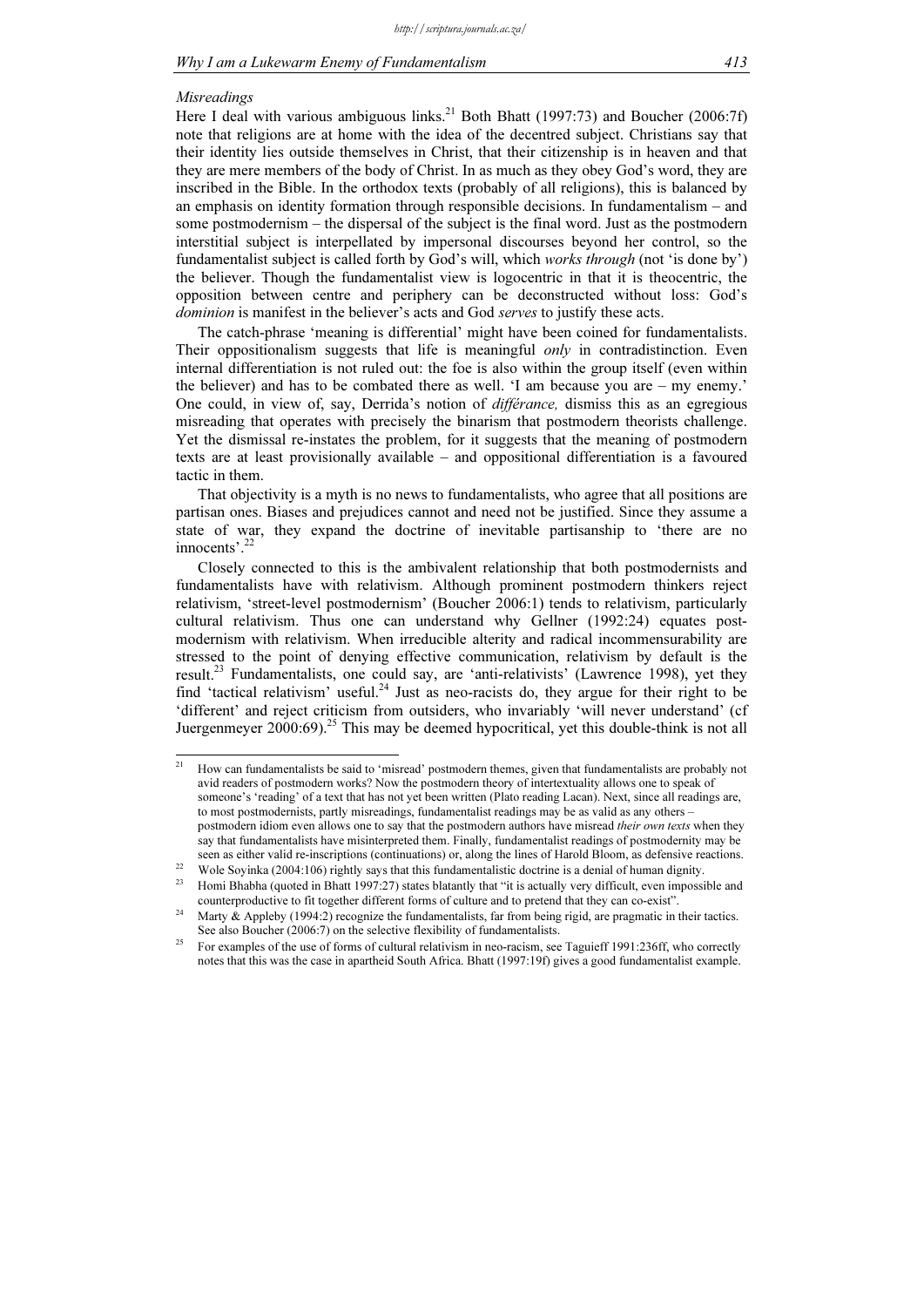*Misreadings*

Here I deal with various ambiguous links.[21] Both Bhatt (1997:73) and Boucher (2006:7f) note that religions are at home with the idea of the decentred subject. Christians say that their identity lies outside themselves in Christ, that their citizenship is in heaven and that they are mere members of the body of Christ. In as much as they obey God's word, they are inscribed in the Bible. In the orthodox texts (probably of all religions), this is balanced by an emphasis on identity formation through responsible decisions. In fundamentalism – and some postmodernism – the dispersal of the subject is the final word. Just as the postmodern interstitial subject is interpellated by impersonal discourses beyond her control, so the fundamentalist subject is called forth by God's will, which *works through* (not 'is done by') the believer. Though the fundamentalist view is logocentric in that it is theocentric, the opposition between centre and periphery can be deconstructed without loss: God's *dominion* is manifest in the believer's acts and God *serves* to justify these acts.

The catch-phrase 'meaning is differential' might have been coined for fundamentalists. Their oppositionalism suggests that life is meaningful *only* in contradistinction. Even internal differentiation is not ruled out: the foe is also within the group itself (even within the believer) and has to be combated there as well. 'I am because you are – my enemy.' One could, in view of, say, Derrida's notion of *différance,* dismiss this as an egregious misreading that operates with precisely the binarism that postmodern theorists challenge. Yet the dismissal re-instates the problem, for it suggests that the meaning of postmodern texts are at least provisionally available – and oppositional differentiation is a favoured tactic in them.

That objectivity is a myth is no news to fundamentalists, who agree that all positions are partisan ones. Biases and prejudices cannot and need not be justified. Since they assume a state of war, they expand the doctrine of inevitable partisanship to 'there are no innocents'.[22]

Closely connected to this is the ambivalent relationship that both postmodernists and fundamentalists have with relativism. Although prominent postmodern thinkers reject relativism, 'street-level postmodernism' (Boucher 2006:1) tends to relativism, particularly cultural relativism. Thus one can understand why Gellner (1992:24) equates post-modernism with relativism. When irreducible alterity and radical incommensurability are stressed to the point of denying effective communication, relativism by default is the result.[23] Fundamentalists, one could say, are 'anti-relativists' (Lawrence 1998), yet they find 'tactical relativism' useful.[24] Just as neo-racists do, they argue for their right to be 'different' and reject criticism from outsiders, who invariably 'will never understand' (cf Juergenmeyer 2000:69).[25] This may be deemed hypocritical, yet this double-think is not all

---

[21] How can fundamentalists be said to 'misread' postmodern themes, given that fundamentalists are probably not avid readers of postmodern works? Now the postmodern theory of intertextuality allows one to speak of someone's 'reading' of a text that has not yet been written (Plato reading Lacan). Next, since all readings are, to most postmodernists, partly misreadings, fundamentalist readings may be as valid as any others – postmodern idiom even allows one to say that the postmodern authors have misread *their own texts* when they say that fundamentalists have misinterpreted them. Finally, fundamentalist readings of postmodernity may be seen as either valid re-inscriptions (continuations) or, along the lines of Harold Bloom, as defensive reactions.

[22] Wole Soyinka (2004:106) rightly says that this fundamentalistic doctrine is a denial of human dignity.

[23] Homi Bhabha (quoted in Bhatt 1997:27) states blatantly that "it is actually very difficult, even impossible and counterproductive to fit together different forms of culture and to pretend that they can co-exist".

[24] Marty & Appleby (1994:2) recognize the fundamentalists, far from being rigid, are pragmatic in their tactics. See also Boucher (2006:7) on the selective flexibility of fundamentalists.

[25] For examples of the use of forms of cultural relativism in neo-racism, see Taguieff 1991:236ff, who correctly notes that this was the case in apartheid South Africa. Bhatt (1997:19f) gives a good fundamentalist example.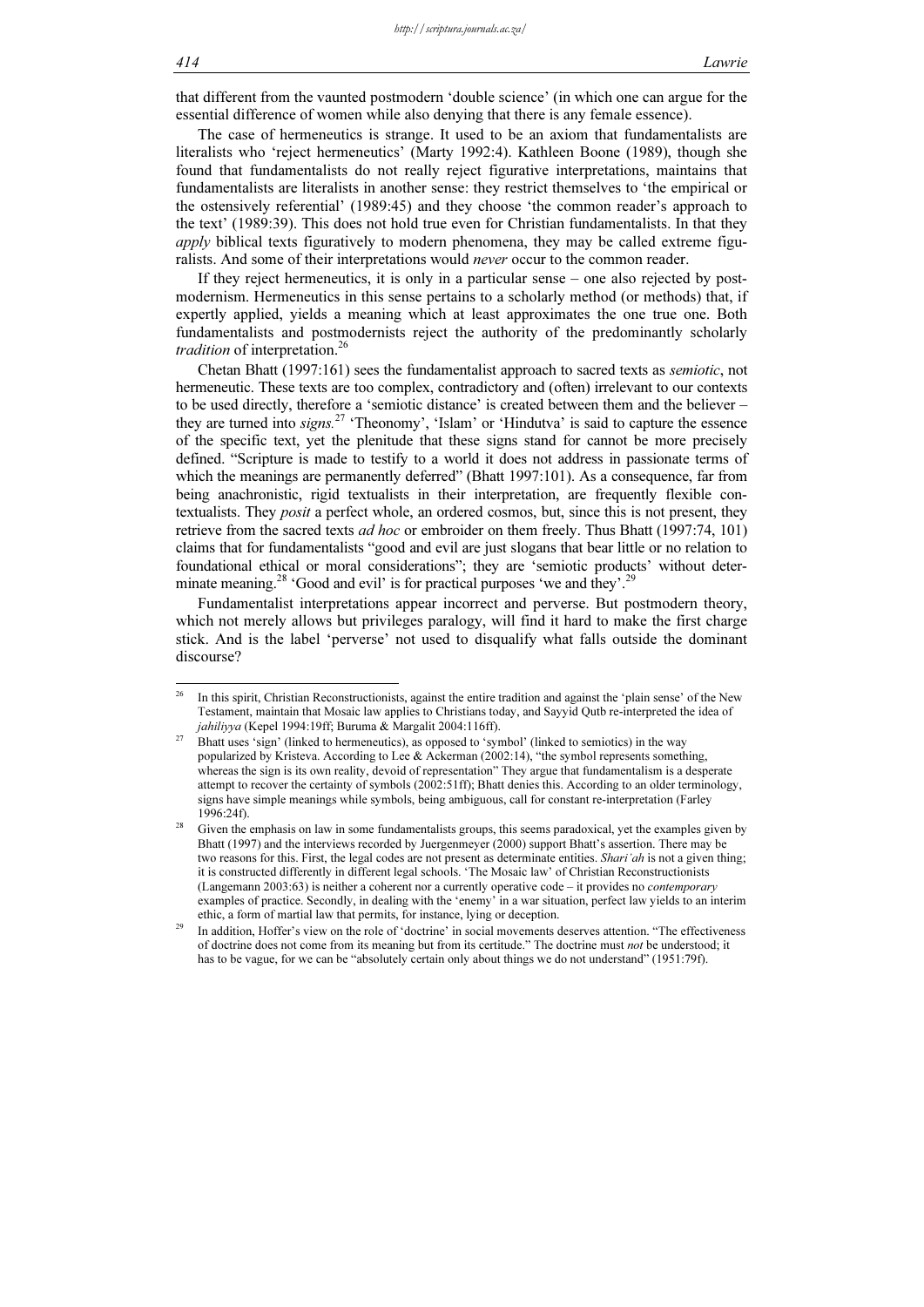that different from the vaunted postmodern 'double science' (in which one can argue for the essential difference of women while also denying that there is any female essence).

The case of hermeneutics is strange. It used to be an axiom that fundamentalists are literalists who 'reject hermeneutics' (Marty 1992:4). Kathleen Boone (1989), though she found that fundamentalists do not really reject figurative interpretations, maintains that fundamentalists are literalists in another sense: they restrict themselves to 'the empirical or the ostensively referential' (1989:45) and they choose 'the common reader's approach to the text' (1989:39). This does not hold true even for Christian fundamentalists. In that they *apply* biblical texts figuratively to modern phenomena, they may be called extreme figuralists. And some of their interpretations would *never* occur to the common reader.

If they reject hermeneutics, it is only in a particular sense – one also rejected by postmodernism. Hermeneutics in this sense pertains to a scholarly method (or methods) that, if expertly applied, yields a meaning which at least approximates the one true one. Both fundamentalists and postmodernists reject the authority of the predominantly scholarly *tradition* of interpretation.[26]

Chetan Bhatt (1997:161) sees the fundamentalist approach to sacred texts as *semiotic*, not hermeneutic. These texts are too complex, contradictory and (often) irrelevant to our contexts to be used directly, therefore a 'semiotic distance' is created between them and the believer – they are turned into *signs*.[27] 'Theonomy', 'Islam' or 'Hindutva' is said to capture the essence of the specific text, yet the plenitude that these signs stand for cannot be more precisely defined. "Scripture is made to testify to a world it does not address in passionate terms of which the meanings are permanently deferred" (Bhatt 1997:101). As a consequence, far from being anachronistic, rigid textualists in their interpretation, are frequently flexible contextualists. They *posit* a perfect whole, an ordered cosmos, but, since this is not present, they retrieve from the sacred texts *ad hoc* or embroider on them freely. Thus Bhatt (1997:74, 101) claims that for fundamentalists "good and evil are just slogans that bear little or no relation to foundational ethical or moral considerations"; they are 'semiotic products' without determinate meaning.[28] 'Good and evil' is for practical purposes 'we and they'.[29]

Fundamentalist interpretations appear incorrect and perverse. But postmodern theory, which not merely allows but privileges paralogy, will find it hard to make the first charge stick. And is the label 'perverse' not used to disqualify what falls outside the dominant discourse?

---

[26] In this spirit, Christian Reconstructionists, against the entire tradition and against the 'plain sense' of the New Testament, maintain that Mosaic law applies to Christians today, and Sayyid Qutb re-interpreted the idea of *jahiliyya* (Kepel 1994:19ff; Buruma & Margalit 2004:116ff).

[27] Bhatt uses 'sign' (linked to hermeneutics), as opposed to 'symbol' (linked to semiotics) in the way popularized by Kristeva. According to Lee & Ackerman (2002:14), "the symbol represents something, whereas the sign is its own reality, devoid of representation" They argue that fundamentalism is a desperate attempt to recover the certainty of symbols (2002:51ff); Bhatt denies this. According to an older terminology, signs have simple meanings while symbols, being ambiguous, call for constant re-interpretation (Farley 1996:24f).

[28] Given the emphasis on law in some fundamentalists groups, this seems paradoxical, yet the examples given by Bhatt (1997) and the interviews recorded by Juergenmeyer (2000) support Bhatt's assertion. There may be two reasons for this. First, the legal codes are not present as determinate entities. *Shari'ah* is not a given thing; it is constructed differently in different legal schools. 'The Mosaic law' of Christian Reconstructionists (Langemann 2003:63) is neither a coherent nor a currently operative code – it provides no *contemporary* examples of practice. Secondly, in dealing with the 'enemy' in a war situation, perfect law yields to an interim ethic, a form of martial law that permits, for instance, lying or deception.

[29] In addition, Hoffer's view on the role of 'doctrine' in social movements deserves attention. "The effectiveness of doctrine does not come from its meaning but from its certitude." The doctrine must *not* be understood; it has to be vague, for we can be "absolutely certain only about things we do not understand" (1951:79f).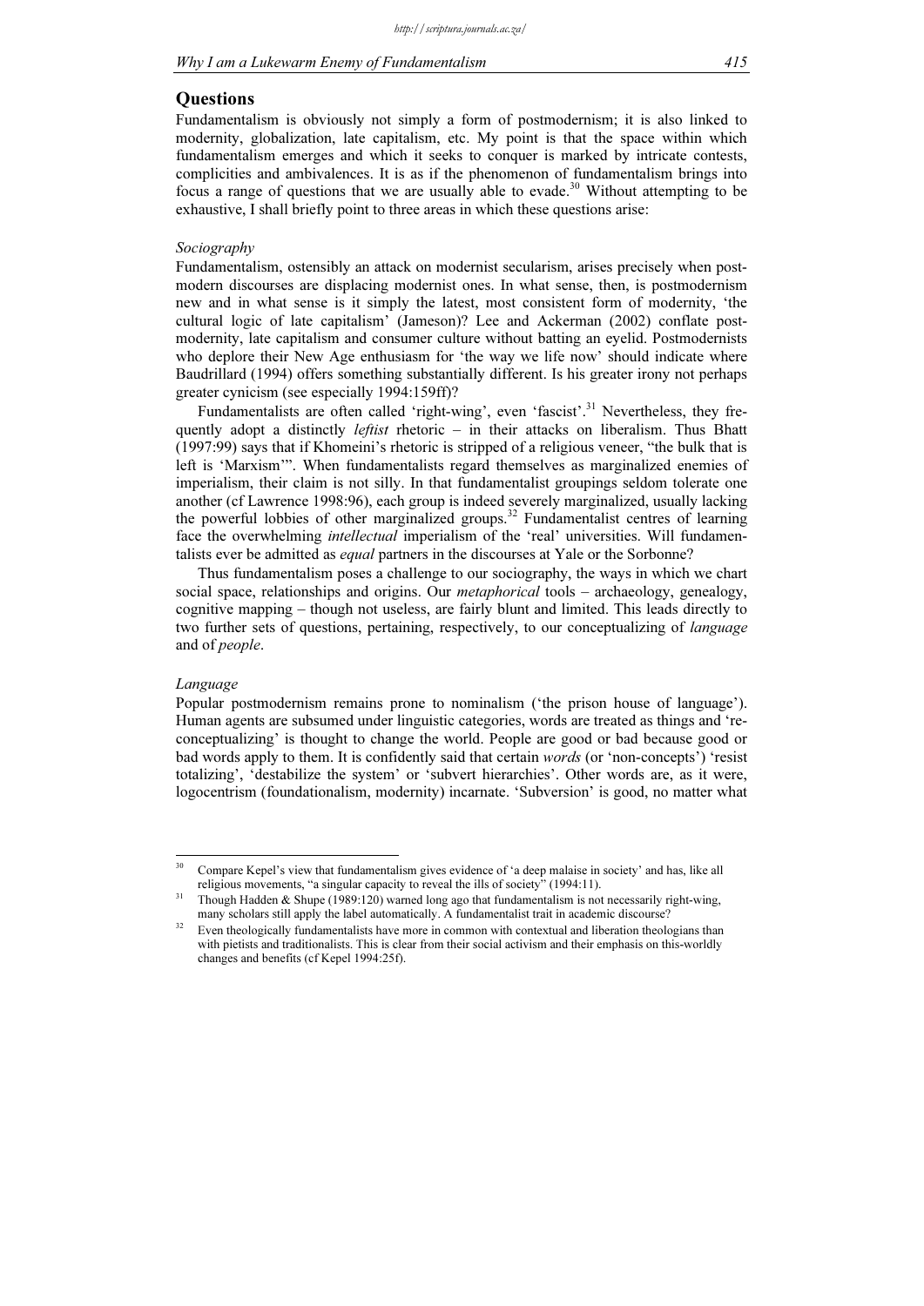## Questions

Fundamentalism is obviously not simply a form of postmodernism; it is also linked to modernity, globalization, late capitalism, etc. My point is that the space within which fundamentalism emerges and which it seeks to conquer is marked by intricate contests, complicities and ambivalences. It is as if the phenomenon of fundamentalism brings into focus a range of questions that we are usually able to evade.[30] Without attempting to be exhaustive, I shall briefly point to three areas in which these questions arise:

### *Sociography*

Fundamentalism, ostensibly an attack on modernist secularism, arises precisely when post-modern discourses are displacing modernist ones. In what sense, then, is postmodernism new and in what sense is it simply the latest, most consistent form of modernity, 'the cultural logic of late capitalism' (Jameson)? Lee and Ackerman (2002) conflate post-modernity, late capitalism and consumer culture without batting an eyelid. Postmodernists who deplore their New Age enthusiasm for 'the way we life now' should indicate where Baudrillard (1994) offers something substantially different. Is his greater irony not perhaps greater cynicism (see especially 1994:159ff)?

Fundamentalists are often called 'right-wing', even 'fascist'.[31] Nevertheless, they frequently adopt a distinctly *leftist* rhetoric – in their attacks on liberalism. Thus Bhatt (1997:99) says that if Khomeini's rhetoric is stripped of a religious veneer, "the bulk that is left is 'Marxism'". When fundamentalists regard themselves as marginalized enemies of imperialism, their claim is not silly. In that fundamentalist groupings seldom tolerate one another (cf Lawrence 1998:96), each group is indeed severely marginalized, usually lacking the powerful lobbies of other marginalized groups.[32] Fundamentalist centres of learning face the overwhelming *intellectual* imperialism of the 'real' universities. Will fundamentalists ever be admitted as *equal* partners in the discourses at Yale or the Sorbonne?

Thus fundamentalism poses a challenge to our sociography, the ways in which we chart social space, relationships and origins. Our *metaphorical* tools – archaeology, genealogy, cognitive mapping – though not useless, are fairly blunt and limited. This leads directly to two further sets of questions, pertaining, respectively, to our conceptualizing of *language* and of *people*.

### *Language*

Popular postmodernism remains prone to nominalism ('the prison house of language'). Human agents are subsumed under linguistic categories, words are treated as things and 're-conceptualizing' is thought to change the world. People are good or bad because good or bad words apply to them. It is confidently said that certain *words* (or 'non-concepts') 'resist totalizing', 'destabilize the system' or 'subvert hierarchies'. Other words are, as it were, logocentrism (foundationalism, modernity) incarnate. 'Subversion' is good, no matter what

---

[30] Compare Kepel's view that fundamentalism gives evidence of 'a deep malaise in society' and has, like all religious movements, "a singular capacity to reveal the ills of society" (1994:11).

[31] Though Hadden & Shupe (1989:120) warned long ago that fundamentalism is not necessarily right-wing, many scholars still apply the label automatically. A fundamentalist trait in academic discourse?

[32] Even theologically fundamentalists have more in common with contextual and liberation theologians than with pietists and traditionalists. This is clear from their social activism and their emphasis on this-worldly changes and benefits (cf Kepel 1994:25f).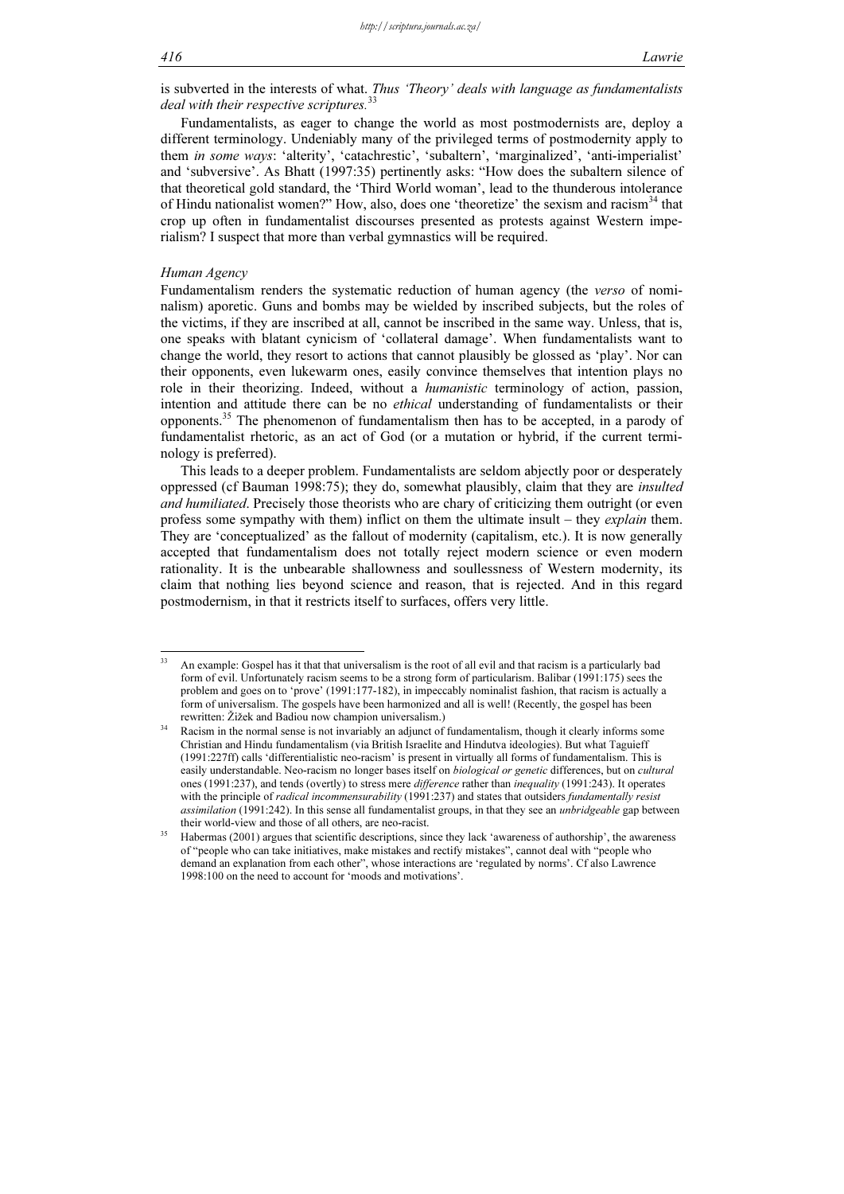is subverted in the interests of what. *Thus 'Theory' deals with language as fundamentalists deal with their respective scriptures.*[33]

Fundamentalists, as eager to change the world as most postmodernists are, deploy a different terminology. Undeniably many of the privileged terms of postmodernity apply to them *in some ways*: 'alterity', 'catachrestic', 'subaltern', 'marginalized', 'anti-imperialist' and 'subversive'. As Bhatt (1997:35) pertinently asks: "How does the subaltern silence of that theoretical gold standard, the 'Third World woman', lead to the thunderous intolerance of Hindu nationalist women?" How, also, does one 'theoretize' the sexism and racism[34] that crop up often in fundamentalist discourses presented as protests against Western imperialism? I suspect that more than verbal gymnastics will be required.

*Human Agency*

Fundamentalism renders the systematic reduction of human agency (the *verso* of nominalism) aporetic. Guns and bombs may be wielded by inscribed subjects, but the roles of the victims, if they are inscribed at all, cannot be inscribed in the same way. Unless, that is, one speaks with blatant cynicism of 'collateral damage'. When fundamentalists want to change the world, they resort to actions that cannot plausibly be glossed as 'play'. Nor can their opponents, even lukewarm ones, easily convince themselves that intention plays no role in their theorizing. Indeed, without a *humanistic* terminology of action, passion, intention and attitude there can be no *ethical* understanding of fundamentalists or their opponents.[35] The phenomenon of fundamentalism then has to be accepted, in a parody of fundamentalist rhetoric, as an act of God (or a mutation or hybrid, if the current terminology is preferred).

This leads to a deeper problem. Fundamentalists are seldom abjectly poor or desperately oppressed (cf Bauman 1998:75); they do, somewhat plausibly, claim that they are *insulted and humiliated*. Precisely those theorists who are chary of criticizing them outright (or even profess some sympathy with them) inflict on them the ultimate insult – they *explain* them. They are 'conceptualized' as the fallout of modernity (capitalism, etc.). It is now generally accepted that fundamentalism does not totally reject modern science or even modern rationality. It is the unbearable shallowness and soullessness of Western modernity, its claim that nothing lies beyond science and reason, that is rejected. And in this regard postmodernism, in that it restricts itself to surfaces, offers very little.

---

[33] An example: Gospel has it that that universalism is the root of all evil and that racism is a particularly bad form of evil. Unfortunately racism seems to be a strong form of particularism. Balibar (1991:175) sees the problem and goes on to 'prove' (1991:177-182), in impeccably nominalist fashion, that racism is actually a form of universalism. The gospels have been harmonized and all is well! (Recently, the gospel has been rewritten: Žižek and Badiou now champion universalism.)

[34] Racism in the normal sense is not invariably an adjunct of fundamentalism, though it clearly informs some Christian and Hindu fundamentalism (via British Israelite and Hindutva ideologies). But what Taguieff (1991:227ff) calls 'differentialistic neo-racism' is present in virtually all forms of fundamentalism. This is easily understandable. Neo-racism no longer bases itself on *biological or genetic* differences, but on *cultural* ones (1991:237), and tends (overtly) to stress mere *difference* rather than *inequality* (1991:243). It operates with the principle of *radical incommensurability* (1991:237) and states that outsiders *fundamentally resist assimilation* (1991:242). In this sense all fundamentalist groups, in that they see an *unbridgeable* gap between their world-view and those of all others, are neo-racist.

[35] Habermas (2001) argues that scientific descriptions, since they lack 'awareness of authorship', the awareness of "people who can take initiatives, make mistakes and rectify mistakes", cannot deal with "people who demand an explanation from each other", whose interactions are 'regulated by norms'. Cf also Lawrence 1998:100 on the need to account for 'moods and motivations'.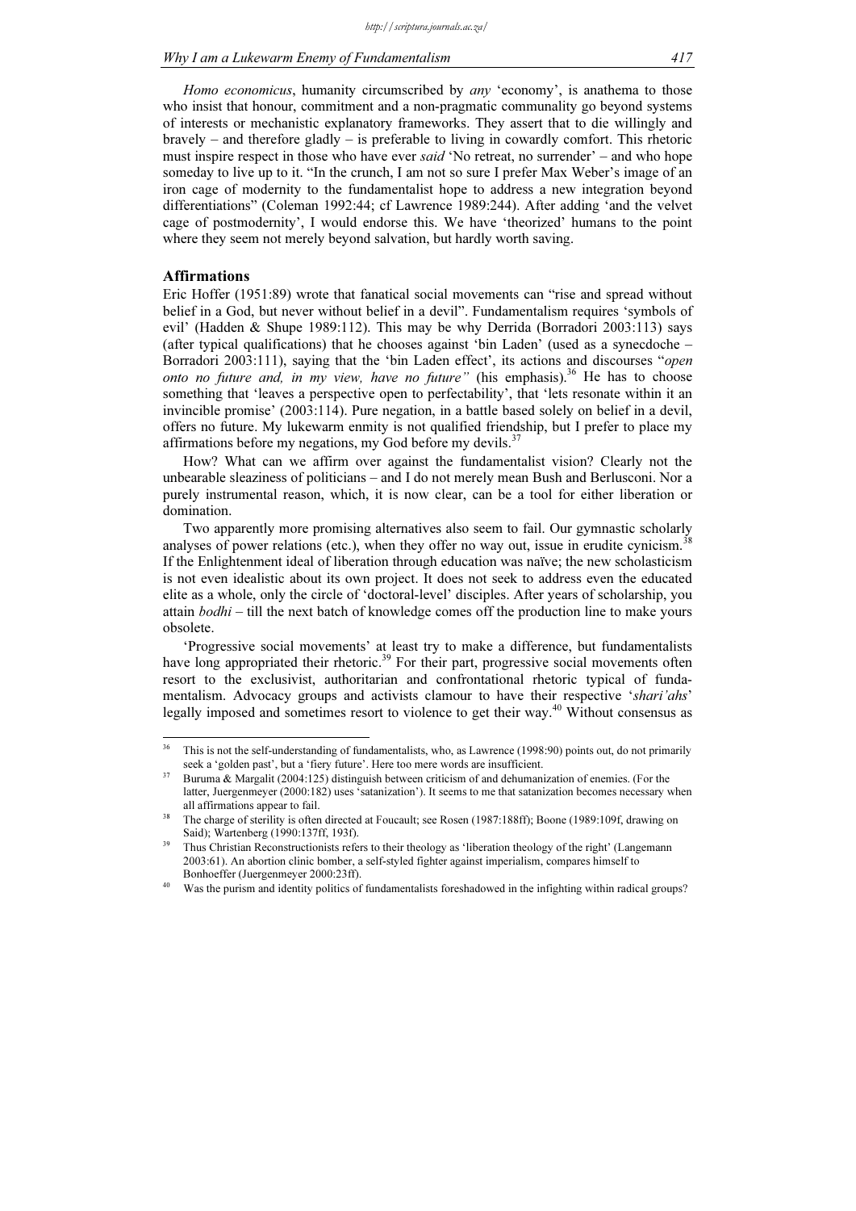*Homo economicus*, humanity circumscribed by *any* 'economy', is anathema to those who insist that honour, commitment and a non-pragmatic communality go beyond systems of interests or mechanistic explanatory frameworks. They assert that to die willingly and bravely – and therefore gladly – is preferable to living in cowardly comfort. This rhetoric must inspire respect in those who have ever *said* 'No retreat, no surrender' – and who hope someday to live up to it. "In the crunch, I am not so sure I prefer Max Weber's image of an iron cage of modernity to the fundamentalist hope to address a new integration beyond differentiations" (Coleman 1992:44; cf Lawrence 1989:244). After adding 'and the velvet cage of postmodernity', I would endorse this. We have 'theorized' humans to the point where they seem not merely beyond salvation, but hardly worth saving.

## Affirmations

Eric Hoffer (1951:89) wrote that fanatical social movements can "rise and spread without belief in a God, but never without belief in a devil". Fundamentalism requires 'symbols of evil' (Hadden & Shupe 1989:112). This may be why Derrida (Borradori 2003:113) says (after typical qualifications) that he chooses against 'bin Laden' (used as a synecdoche – Borradori 2003:111), saying that the 'bin Laden effect', its actions and discourses "*open onto no future and, in my view, have no future"* (his emphasis).[36] He has to choose something that 'leaves a perspective open to perfectability', that 'lets resonate within it an invincible promise' (2003:114). Pure negation, in a battle based solely on belief in a devil, offers no future. My lukewarm enmity is not qualified friendship, but I prefer to place my affirmations before my negations, my God before my devils.[37]

How? What can we affirm over against the fundamentalist vision? Clearly not the unbearable sleaziness of politicians – and I do not merely mean Bush and Berlusconi. Nor a purely instrumental reason, which, it is now clear, can be a tool for either liberation or domination.

Two apparently more promising alternatives also seem to fail. Our gymnastic scholarly analyses of power relations (etc.), when they offer no way out, issue in erudite cynicism.[38] If the Enlightenment ideal of liberation through education was naïve; the new scholasticism is not even idealistic about its own project. It does not seek to address even the educated elite as a whole, only the circle of 'doctoral-level' disciples. After years of scholarship, you attain *bodhi* – till the next batch of knowledge comes off the production line to make yours obsolete.

'Progressive social movements' at least try to make a difference, but fundamentalists have long appropriated their rhetoric.[39] For their part, progressive social movements often resort to the exclusivist, authoritarian and confrontational rhetoric typical of fundamentalism. Advocacy groups and activists clamour to have their respective '*shari'ahs*' legally imposed and sometimes resort to violence to get their way.[40] Without consensus as

---

[36] This is not the self-understanding of fundamentalists, who, as Lawrence (1998:90) points out, do not primarily seek a 'golden past', but a 'fiery future'. Here too mere words are insufficient.

[37] Buruma & Margalit (2004:125) distinguish between criticism of and dehumanization of enemies. (For the latter, Juergenmeyer (2000:182) uses 'satanization'). It seems to me that satanization becomes necessary when all affirmations appear to fail.

[38] The charge of sterility is often directed at Foucault; see Rosen (1987:188ff); Boone (1989:109f, drawing on Said); Wartenberg (1990:137ff, 193f).

[39] Thus Christian Reconstructionists refers to their theology as 'liberation theology of the right' (Langemann 2003:61). An abortion clinic bomber, a self-styled fighter against imperialism, compares himself to Bonhoeffer (Juergenmeyer 2000:23ff).

[40] Was the purism and identity politics of fundamentalists foreshadowed in the infighting within radical groups?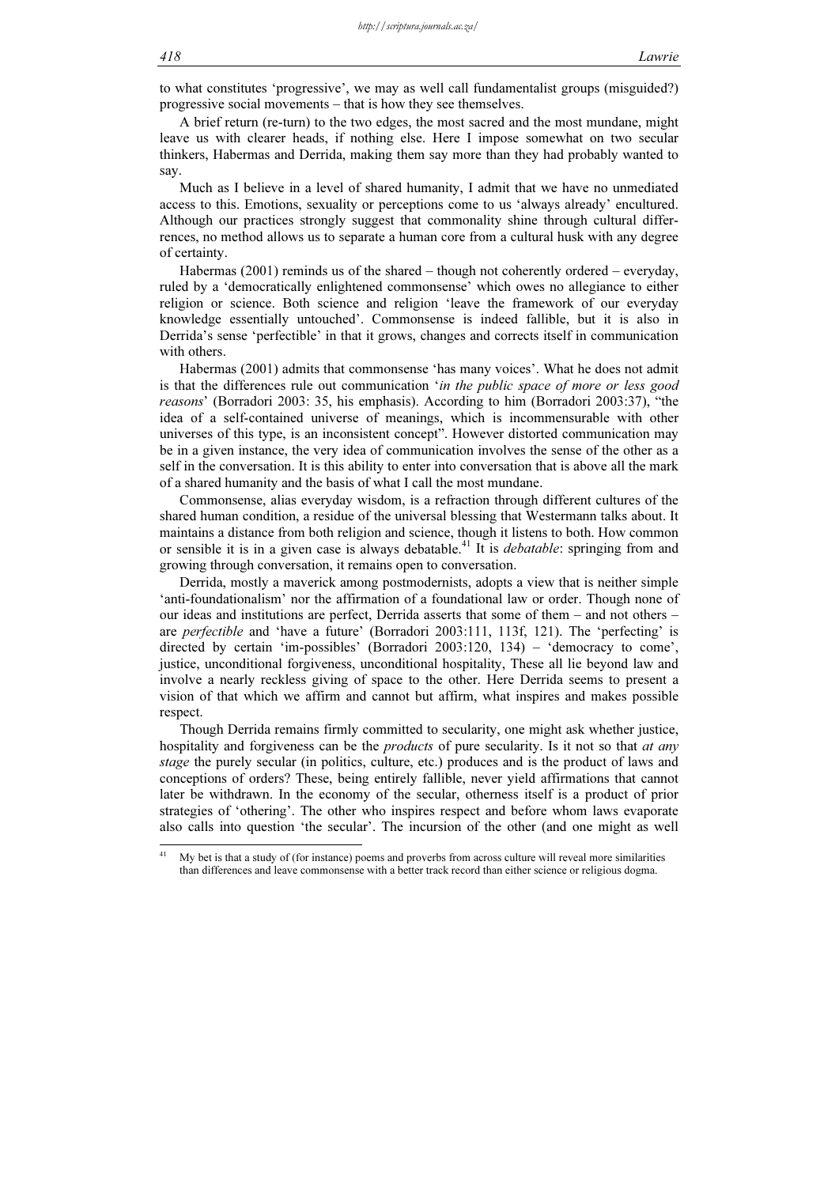to what constitutes 'progressive', we may as well call fundamentalist groups (misguided?) progressive social movements – that is how they see themselves.

A brief return (re-turn) to the two edges, the most sacred and the most mundane, might leave us with clearer heads, if nothing else. Here I impose somewhat on two secular thinkers, Habermas and Derrida, making them say more than they had probably wanted to say.

Much as I believe in a level of shared humanity, I admit that we have no unmediated access to this. Emotions, sexuality or perceptions come to us 'always already' encultured. Although our practices strongly suggest that commonality shine through cultural differences, no method allows us to separate a human core from a cultural husk with any degree of certainty.

Habermas (2001) reminds us of the shared – though not coherently ordered – everyday, ruled by a 'democratically enlightened commonsense' which owes no allegiance to either religion or science. Both science and religion 'leave the framework of our everyday knowledge essentially untouched'. Commonsense is indeed fallible, but it is also in Derrida's sense 'perfectible' in that it grows, changes and corrects itself in communication with others.

Habermas (2001) admits that commonsense 'has many voices'. What he does not admit is that the differences rule out communication '*in the public space of more or less good reasons*' (Borradori 2003: 35, his emphasis). According to him (Borradori 2003:37), "the idea of a self-contained universe of meanings, which is incommensurable with other universes of this type, is an inconsistent concept". However distorted communication may be in a given instance, the very idea of communication involves the sense of the other as a self in the conversation. It is this ability to enter into conversation that is above all the mark of a shared humanity and the basis of what I call the most mundane.

Commonsense, alias everyday wisdom, is a refraction through different cultures of the shared human condition, a residue of the universal blessing that Westermann talks about. It maintains a distance from both religion and science, though it listens to both. How common or sensible it is in a given case is always debatable.[41] It is *debatable*: springing from and growing through conversation, it remains open to conversation.

Derrida, mostly a maverick among postmodernists, adopts a view that is neither simple 'anti-foundationalism' nor the affirmation of a foundational law or order. Though none of our ideas and institutions are perfect, Derrida asserts that some of them – and not others – are *perfectible* and 'have a future' (Borradori 2003:111, 113f, 121). The 'perfecting' is directed by certain 'im-possibles' (Borradori 2003:120, 134) – 'democracy to come', justice, unconditional forgiveness, unconditional hospitality, These all lie beyond law and involve a nearly reckless giving of space to the other. Here Derrida seems to present a vision of that which we affirm and cannot but affirm, what inspires and makes possible respect.

Though Derrida remains firmly committed to secularity, one might ask whether justice, hospitality and forgiveness can be the *products* of pure secularity. Is it not so that *at any stage* the purely secular (in politics, culture, etc.) produces and is the product of laws and conceptions of orders? These, being entirely fallible, never yield affirmations that cannot later be withdrawn. In the economy of the secular, otherness itself is a product of prior strategies of 'othering'. The other who inspires respect and before whom laws evaporate also calls into question 'the secular'. The incursion of the other (and one might as well

---

[41] My bet is that a study of (for instance) poems and proverbs from across culture will reveal more similarities than differences and leave commonsense with a better track record than either science or religious dogma.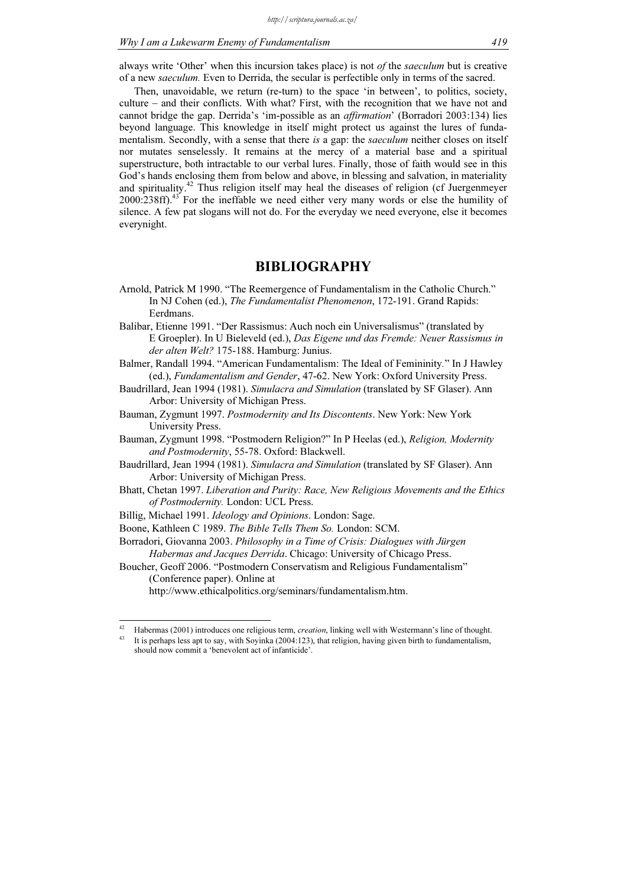always write 'Other' when this incursion takes place) is not *of* the *saeculum* but is creative of a new *saeculum.* Even to Derrida, the secular is perfectible only in terms of the sacred.

Then, unavoidable, we return (re-turn) to the space 'in between', to politics, society, culture – and their conflicts. With what? First, with the recognition that we have not and cannot bridge the gap. Derrida's 'im-possible as an *affirmation*' (Borradori 2003:134) lies beyond language. This knowledge in itself might protect us against the lures of fundamentalism. Secondly, with a sense that there *is* a gap: the *saeculum* neither closes on itself nor mutates senselessly. It remains at the mercy of a material base and a spiritual superstructure, both intractable to our verbal lures. Finally, those of faith would see in this God's hands enclosing them from below and above, in blessing and salvation, in materiality and spirituality.[42] Thus religion itself may heal the diseases of religion (cf Juergenmeyer 2000:238ff).[43] For the ineffable we need either very many words or else the humility of silence. A few pat slogans will not do. For the everyday we need everyone, else it becomes everynight.

## BIBLIOGRAPHY

Arnold, Patrick M 1990. "The Reemergence of Fundamentalism in the Catholic Church." In NJ Cohen (ed.), *The Fundamentalist Phenomenon*, 172-191. Grand Rapids: Eerdmans.

Balibar, Etienne 1991. "Der Rassismus: Auch noch ein Universalismus" (translated by E Groepler). In U Bieleveld (ed.), *Das Eigene und das Fremde: Neuer Rassismus in der alten Welt?* 175-188. Hamburg: Junius.

Balmer, Randall 1994. "American Fundamentalism: The Ideal of Femininity." In J Hawley (ed.), *Fundamentalism and Gender*, 47-62. New York: Oxford University Press.

Baudrillard, Jean 1994 (1981). *Simulacra and Simulation* (translated by SF Glaser). Ann Arbor: University of Michigan Press.

Bauman, Zygmunt 1997. *Postmodernity and Its Discontents*. New York: New York University Press.

Bauman, Zygmunt 1998. "Postmodern Religion?" In P Heelas (ed.), *Religion, Modernity and Postmodernity*, 55-78. Oxford: Blackwell.

Baudrillard, Jean 1994 (1981). *Simulacra and Simulation* (translated by SF Glaser). Ann Arbor: University of Michigan Press.

Bhatt, Chetan 1997. *Liberation and Purity: Race, New Religious Movements and the Ethics of Postmodernity.* London: UCL Press.

Billig, Michael 1991. *Ideology and Opinions*. London: Sage.

Boone, Kathleen C 1989. *The Bible Tells Them So.* London: SCM.

Borradori, Giovanna 2003. *Philosophy in a Time of Crisis: Dialogues with Jürgen Habermas and Jacques Derrida*. Chicago: University of Chicago Press.

Boucher, Geoff 2006. "Postmodern Conservatism and Religious Fundamentalism" (Conference paper). Online at http://www.ethicalpolitics.org/seminars/fundamentalism.htm.

---

[42] Habermas (2001) introduces one religious term, *creation*, linking well with Westermann's line of thought.

[43] It is perhaps less apt to say, with Soyinka (2004:123), that religion, having given birth to fundamentalism, should now commit a 'benevolent act of infanticide'.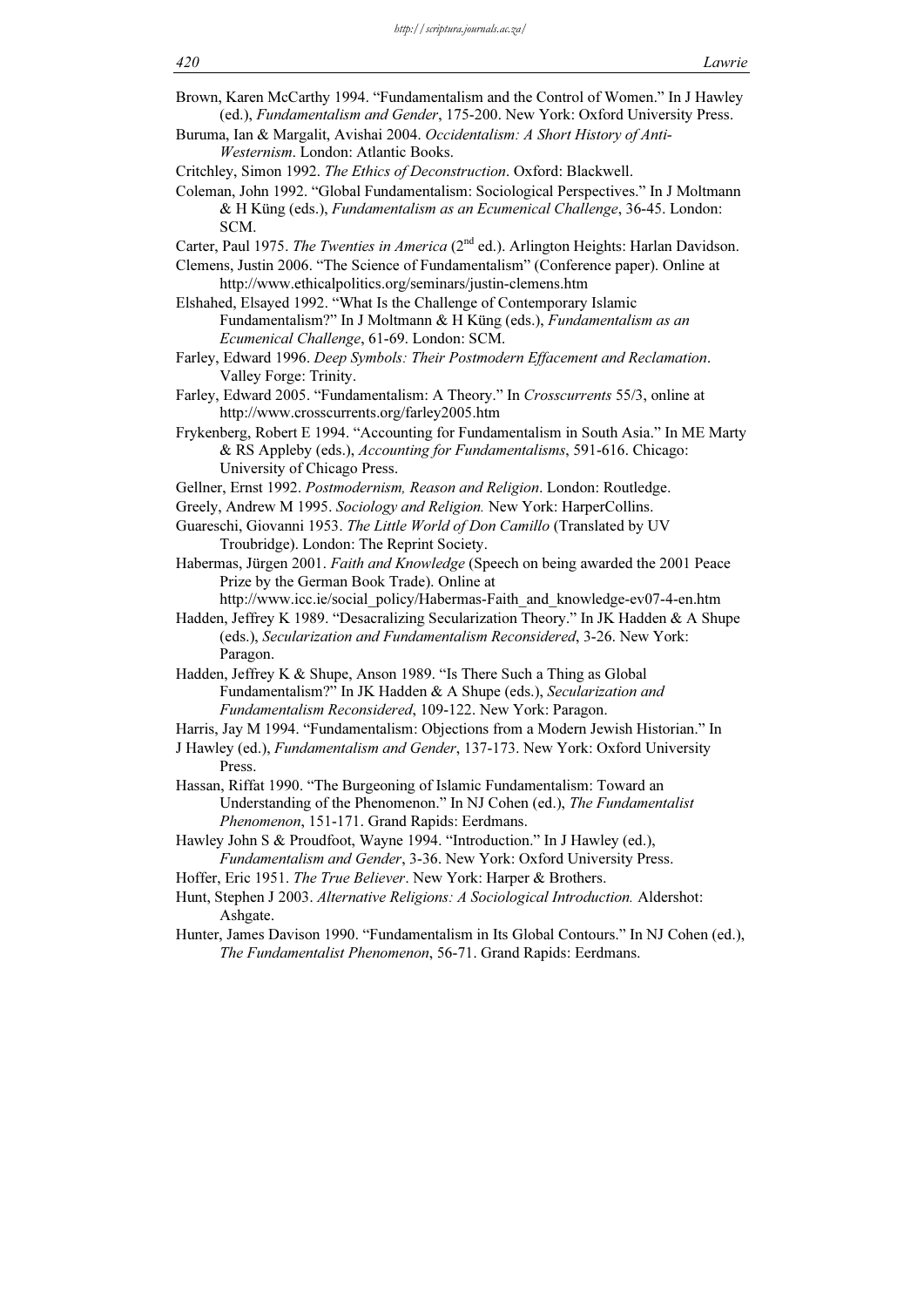Brown, Karen McCarthy 1994. "Fundamentalism and the Control of Women." In J Hawley (ed.), *Fundamentalism and Gender*, 175-200. New York: Oxford University Press.

Buruma, Ian & Margalit, Avishai 2004. *Occidentalism: A Short History of Anti-Westernism*. London: Atlantic Books.

Critchley, Simon 1992. *The Ethics of Deconstruction*. Oxford: Blackwell.

Coleman, John 1992. "Global Fundamentalism: Sociological Perspectives." In J Moltmann & H Küng (eds.), *Fundamentalism as an Ecumenical Challenge*, 36-45. London: SCM.

Carter, Paul 1975. *The Twenties in America* (2nd ed.). Arlington Heights: Harlan Davidson.

Clemens, Justin 2006. "The Science of Fundamentalism" (Conference paper). Online at http://www.ethicalpolitics.org/seminars/justin-clemens.htm

Elshahed, Elsayed 1992. "What Is the Challenge of Contemporary Islamic Fundamentalism?" In J Moltmann & H Küng (eds.), *Fundamentalism as an Ecumenical Challenge*, 61-69. London: SCM.

Farley, Edward 1996. *Deep Symbols: Their Postmodern Effacement and Reclamation*. Valley Forge: Trinity.

Farley, Edward 2005. "Fundamentalism: A Theory." In *Crosscurrents* 55/3, online at http://www.crosscurrents.org/farley2005.htm

Frykenberg, Robert E 1994. "Accounting for Fundamentalism in South Asia." In ME Marty & RS Appleby (eds.), *Accounting for Fundamentalisms*, 591-616. Chicago: University of Chicago Press.

Gellner, Ernst 1992. *Postmodernism, Reason and Religion*. London: Routledge.

Greely, Andrew M 1995. *Sociology and Religion.* New York: HarperCollins.

Guareschi, Giovanni 1953. *The Little World of Don Camillo* (Translated by UV Troubridge). London: The Reprint Society.

Habermas, Jürgen 2001. *Faith and Knowledge* (Speech on being awarded the 2001 Peace Prize by the German Book Trade). Online at http://www.icc.ie/social_policy/Habermas-Faith_and_knowledge-ev07-4-en.htm

Hadden, Jeffrey K 1989. "Desacralizing Secularization Theory." In JK Hadden & A Shupe (eds.), *Secularization and Fundamentalism Reconsidered*, 3-26. New York: Paragon.

Hadden, Jeffrey K & Shupe, Anson 1989. "Is There Such a Thing as Global Fundamentalism?" In JK Hadden & A Shupe (eds.), *Secularization and Fundamentalism Reconsidered*, 109-122. New York: Paragon.

Harris, Jay M 1994. "Fundamentalism: Objections from a Modern Jewish Historian." In J Hawley (ed.), *Fundamentalism and Gender*, 137-173. New York: Oxford University Press.

Hassan, Riffat 1990. "The Burgeoning of Islamic Fundamentalism: Toward an Understanding of the Phenomenon." In NJ Cohen (ed.), *The Fundamentalist Phenomenon*, 151-171. Grand Rapids: Eerdmans.

Hawley John S & Proudfoot, Wayne 1994. "Introduction." In J Hawley (ed.), *Fundamentalism and Gender*, 3-36. New York: Oxford University Press.

Hoffer, Eric 1951. *The True Believer*. New York: Harper & Brothers.

Hunt, Stephen J 2003. *Alternative Religions: A Sociological Introduction.* Aldershot: Ashgate.

Hunter, James Davison 1990. "Fundamentalism in Its Global Contours." In NJ Cohen (ed.), *The Fundamentalist Phenomenon*, 56-71. Grand Rapids: Eerdmans.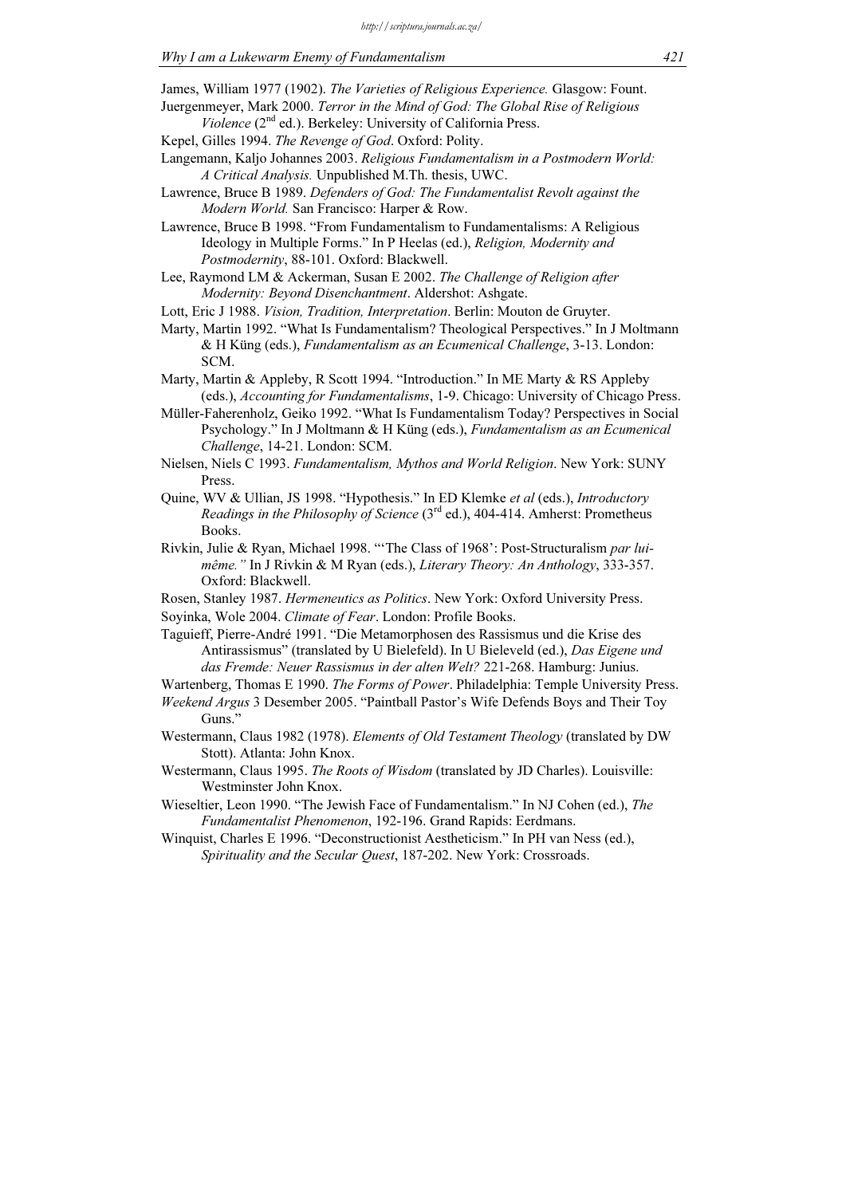James, William 1977 (1902). *The Varieties of Religious Experience.* Glasgow: Fount.

Juergenmeyer, Mark 2000. *Terror in the Mind of God: The Global Rise of Religious Violence* (2nd ed.). Berkeley: University of California Press.

Kepel, Gilles 1994. *The Revenge of God*. Oxford: Polity.

Langemann, Kaljo Johannes 2003. *Religious Fundamentalism in a Postmodern World: A Critical Analysis.* Unpublished M.Th. thesis, UWC.

Lawrence, Bruce B 1989. *Defenders of God: The Fundamentalist Revolt against the Modern World.* San Francisco: Harper & Row.

Lawrence, Bruce B 1998. "From Fundamentalism to Fundamentalisms: A Religious Ideology in Multiple Forms." In P Heelas (ed.), *Religion, Modernity and Postmodernity*, 88-101. Oxford: Blackwell.

Lee, Raymond LM & Ackerman, Susan E 2002. *The Challenge of Religion after Modernity: Beyond Disenchantment*. Aldershot: Ashgate.

Lott, Eric J 1988. *Vision, Tradition, Interpretation*. Berlin: Mouton de Gruyter.

Marty, Martin 1992. "What Is Fundamentalism? Theological Perspectives." In J Moltmann & H Küng (eds.), *Fundamentalism as an Ecumenical Challenge*, 3-13. London: SCM.

Marty, Martin & Appleby, R Scott 1994. "Introduction." In ME Marty & RS Appleby (eds.), *Accounting for Fundamentalisms*, 1-9. Chicago: University of Chicago Press.

Müller-Faherenholz, Geiko 1992. "What Is Fundamentalism Today? Perspectives in Social Psychology." In J Moltmann & H Küng (eds.), *Fundamentalism as an Ecumenical Challenge*, 14-21. London: SCM.

Nielsen, Niels C 1993. *Fundamentalism, Mythos and World Religion*. New York: SUNY Press.

Quine, WV & Ullian, JS 1998. "Hypothesis." In ED Klemke *et al* (eds.), *Introductory Readings in the Philosophy of Science* (3rd ed.), 404-414. Amherst: Prometheus Books.

Rivkin, Julie & Ryan, Michael 1998. "'The Class of 1968': Post-Structuralism *par lui-même."* In J Rivkin & M Ryan (eds.), *Literary Theory: An Anthology*, 333-357. Oxford: Blackwell.

Rosen, Stanley 1987. *Hermeneutics as Politics*. New York: Oxford University Press.

Soyinka, Wole 2004. *Climate of Fear*. London: Profile Books.

Taguieff, Pierre-André 1991. "Die Metamorphosen des Rassismus und die Krise des Antirassismus" (translated by U Bielefeld). In U Bieleveld (ed.), *Das Eigene und das Fremde: Neuer Rassismus in der alten Welt?* 221-268. Hamburg: Junius.

Wartenberg, Thomas E 1990. *The Forms of Power*. Philadelphia: Temple University Press.

*Weekend Argus* 3 Desember 2005. "Paintball Pastor's Wife Defends Boys and Their Toy Guns."

Westermann, Claus 1982 (1978). *Elements of Old Testament Theology* (translated by DW Stott). Atlanta: John Knox.

Westermann, Claus 1995. *The Roots of Wisdom* (translated by JD Charles). Louisville: Westminster John Knox.

Wieseltier, Leon 1990. "The Jewish Face of Fundamentalism." In NJ Cohen (ed.), *The Fundamentalist Phenomenon*, 192-196. Grand Rapids: Eerdmans.

Winquist, Charles E 1996. "Deconstructionist Aestheticism." In PH van Ness (ed.), *Spirituality and the Secular Quest*, 187-202. New York: Crossroads.